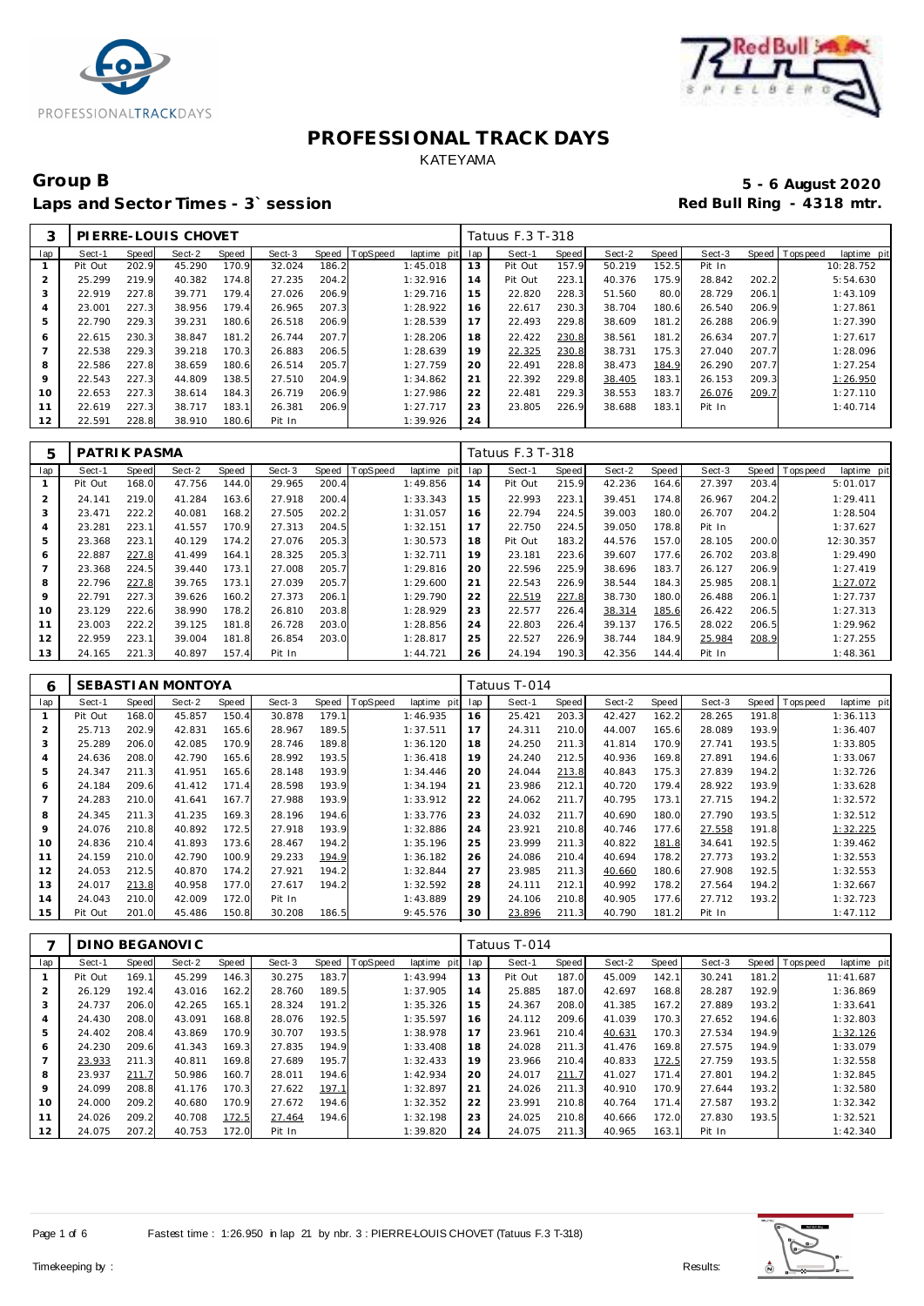# PROFESSIONAL TRACK DAYS

KATEYAMA

## Group B

**5 - 6 August 2020**

## Laps and Sector Times - 3` session

**Red Bull Ring - 4318 mtr.**

| 3 | PIERRE-LOUIS CHOVET | | | | | | | | Tatuus F.3 T-318 | | | | | | | | |
|---|---|---|---|---|---|---|---|---|---|---|---|---|---|---|---|---|---|
| lap | Sect-1 | Speed | Sect-2 | Speed | Sect-3 | Speed | TopSpeed | laptime pit | lap | Sect-1 | Speed | Sect-2 | Speed | Sect-3 | Speed | Topspeed | laptime pit |
| 1 | Pit Out | 202.9 | 45.290 | 170.9 | 32.024 | 186.2 | | 1:45.018 | 13 | Pit Out | 157.9 | 50.219 | 152.5 | Pit In | | | 10:28.752 |
| 2 | 25.299 | 219.9 | 40.382 | 174.8 | 27.235 | 204.2 | | 1:32.916 | 14 | Pit Out | 223.1 | 40.376 | 175.9 | 28.842 | 202.2 | | 5:54.630 |
| 3 | 22.919 | 227.8 | 39.771 | 179.4 | 27.026 | 206.9 | | 1:29.716 | 15 | 22.820 | 228.3 | 51.560 | 80.0 | 28.729 | 206.1 | | 1:43.109 |
| 4 | 23.001 | 227.3 | 38.956 | 179.4 | 26.965 | 207.3 | | 1:28.922 | 16 | 22.617 | 230.3 | 38.704 | 180.6 | 26.540 | 206.9 | | 1:27.861 |
| 5 | 22.790 | 229.3 | 39.231 | 180.6 | 26.518 | 206.9 | | 1:28.539 | 17 | 22.493 | 229.8 | 38.609 | 181.2 | 26.288 | 206.9 | | 1:27.390 |
| 6 | 22.615 | 230.3 | 38.847 | 181.2 | 26.744 | 207.7 | | 1:28.206 | 18 | 22.422 | 230.8 | 38.561 | 181.2 | 26.634 | 207.7 | | 1:27.617 |
| 7 | 22.538 | 229.3 | 39.218 | 170.3 | 26.883 | 206.5 | | 1:28.639 | 19 | 22.325 | 230.8 | 38.731 | 175.3 | 27.040 | 207.7 | | 1:28.096 |
| 8 | 22.586 | 227.8 | 38.659 | 180.6 | 26.514 | 205.7 | | 1:27.759 | 20 | 22.491 | 228.8 | 38.473 | 184.9 | 26.290 | 207.7 | | 1:27.254 |
| 9 | 22.543 | 227.3 | 44.809 | 138.5 | 27.510 | 204.9 | | 1:34.862 | 21 | 22.392 | 229.8 | 38.405 | 183.1 | 26.153 | 209.3 | | 1:26.950 |
| 10 | 22.653 | 227.3 | 38.614 | 184.3 | 26.719 | 206.9 | | 1:27.986 | 22 | 22.481 | 229.3 | 38.553 | 183.7 | 26.076 | 209.7 | | 1:27.110 |
| 11 | 22.619 | 227.3 | 38.717 | 183.1 | 26.381 | 206.9 | | 1:27.717 | 23 | 23.805 | 226.9 | 38.688 | 183.1 | Pit In | | | 1:40.714 |
| 12 | 22.591 | 228.8 | 38.910 | 180.6 | Pit In | | | 1:39.926 | 24 | | | | | | | | |

| 5 | PATRIK PASMA | | | | | | | | Tatuus F.3 T-318 | | | | | | | | |
|---|---|---|---|---|---|---|---|---|---|---|---|---|---|---|---|---|---|
| lap | Sect-1 | Speed | Sect-2 | Speed | Sect-3 | Speed | TopSpeed | laptime pit | lap | Sect-1 | Speed | Sect-2 | Speed | Sect-3 | Speed | Topspeed | laptime pit |
| 1 | Pit Out | 168.0 | 47.756 | 144.0 | 29.965 | 200.4 | | 1:49.856 | 14 | Pit Out | 215.9 | 42.236 | 164.6 | 27.397 | 203.4 | | 5:01.017 |
| 2 | 24.141 | 219.0 | 41.284 | 163.6 | 27.918 | 200.4 | | 1:33.343 | 15 | 22.993 | 223.1 | 39.451 | 174.8 | 26.967 | 204.2 | | 1:29.411 |
| 3 | 23.471 | 222.2 | 40.081 | 168.2 | 27.505 | 202.2 | | 1:31.057 | 16 | 22.794 | 224.5 | 39.003 | 180.0 | 26.707 | 204.2 | | 1:28.504 |
| 4 | 23.281 | 223.1 | 41.557 | 170.9 | 27.313 | 204.5 | | 1:32.151 | 17 | 22.750 | 224.5 | 39.050 | 178.8 | Pit In | | | 1:37.627 |
| 5 | 23.368 | 223.1 | 40.129 | 174.2 | 27.076 | 205.3 | | 1:30.573 | 18 | Pit Out | 183.2 | 44.576 | 157.0 | 28.105 | 200.0 | | 12:30.357 |
| 6 | 22.887 | 227.8 | 41.499 | 164.1 | 28.325 | 205.3 | | 1:32.711 | 19 | 23.181 | 223.6 | 39.607 | 177.6 | 26.702 | 203.8 | | 1:29.490 |
| 7 | 23.368 | 224.5 | 39.440 | 173.1 | 27.008 | 205.7 | | 1:29.816 | 20 | 22.596 | 225.9 | 38.696 | 183.7 | 26.127 | 206.9 | | 1:27.419 |
| 8 | 22.796 | 227.8 | 39.765 | 173.1 | 27.039 | 205.7 | | 1:29.600 | 21 | 22.543 | 226.9 | 38.544 | 184.3 | 25.985 | 208.1 | | 1:27.072 |
| 9 | 22.791 | 227.3 | 39.626 | 160.2 | 27.373 | 206.1 | | 1:29.790 | 22 | 22.519 | 227.8 | 38.730 | 180.0 | 26.488 | 206.1 | | 1:27.737 |
| 10 | 23.129 | 222.6 | 38.990 | 178.2 | 26.810 | 203.8 | | 1:28.929 | 23 | 22.577 | 226.4 | 38.314 | 185.6 | 26.422 | 206.5 | | 1:27.313 |
| 11 | 23.003 | 222.2 | 39.125 | 181.8 | 26.728 | 203.0 | | 1:28.856 | 24 | 22.803 | 226.4 | 39.137 | 176.5 | 28.022 | 206.5 | | 1:29.962 |
| 12 | 22.959 | 223.1 | 39.004 | 181.8 | 26.854 | 203.0 | | 1:28.817 | 25 | 22.527 | 226.9 | 38.744 | 184.9 | 25.984 | 208.9 | | 1:27.255 |
| 13 | 24.165 | 221.3 | 40.897 | 157.4 | Pit In | | | 1:44.721 | 26 | 24.194 | 190.3 | 42.356 | 144.4 | Pit In | | | 1:48.361 |

| 6 | SEBASTIAN MONTOYA | | | | | | | | Tatuus T-014 | | | | | | | | |
|---|---|---|---|---|---|---|---|---|---|---|---|---|---|---|---|---|---|
| lap | Sect-1 | Speed | Sect-2 | Speed | Sect-3 | Speed | TopSpeed | laptime pit | lap | Sect-1 | Speed | Sect-2 | Speed | Sect-3 | Speed | Topspeed | laptime pit |
| 1 | Pit Out | 168.0 | 45.857 | 150.4 | 30.878 | 179.1 | | 1:46.935 | 16 | 25.421 | 203.3 | 42.427 | 162.2 | 28.265 | 191.8 | | 1:36.113 |
| 2 | 25.713 | 202.9 | 42.831 | 165.6 | 28.967 | 189.5 | | 1:37.511 | 17 | 24.311 | 210.0 | 44.007 | 165.6 | 28.089 | 193.9 | | 1:36.407 |
| 3 | 25.289 | 206.0 | 42.085 | 170.9 | 28.746 | 189.8 | | 1:36.120 | 18 | 24.250 | 211.3 | 41.814 | 170.9 | 27.741 | 193.5 | | 1:33.805 |
| 4 | 24.636 | 208.0 | 42.790 | 165.6 | 28.992 | 193.5 | | 1:36.418 | 19 | 24.240 | 212.5 | 40.936 | 169.8 | 27.891 | 194.6 | | 1:33.067 |
| 5 | 24.347 | 211.3 | 41.951 | 165.6 | 28.148 | 193.9 | | 1:34.446 | 20 | 24.044 | 213.8 | 40.843 | 175.3 | 27.839 | 194.2 | | 1:32.726 |
| 6 | 24.184 | 209.6 | 41.412 | 171.4 | 28.598 | 193.9 | | 1:34.194 | 21 | 23.986 | 212.1 | 40.720 | 179.4 | 28.922 | 193.9 | | 1:33.628 |
| 7 | 24.283 | 210.0 | 41.641 | 167.7 | 27.988 | 193.9 | | 1:33.912 | 22 | 24.062 | 211.7 | 40.795 | 173.1 | 27.715 | 194.2 | | 1:32.572 |
| 8 | 24.345 | 211.3 | 41.235 | 169.3 | 28.196 | 194.6 | | 1:33.776 | 23 | 24.032 | 211.7 | 40.690 | 180.0 | 27.790 | 193.5 | | 1:32.512 |
| 9 | 24.076 | 210.8 | 40.892 | 172.5 | 27.918 | 193.9 | | 1:32.886 | 24 | 23.921 | 210.8 | 40.746 | 177.6 | 27.558 | 191.8 | | 1:32.225 |
| 10 | 24.836 | 210.4 | 41.893 | 173.6 | 28.467 | 194.2 | | 1:35.196 | 25 | 23.999 | 211.3 | 40.822 | 181.8 | 34.641 | 192.5 | | 1:39.462 |
| 11 | 24.159 | 210.0 | 42.790 | 100.9 | 29.233 | 194.9 | | 1:36.182 | 26 | 24.086 | 210.4 | 40.694 | 178.2 | 27.773 | 193.2 | | 1:32.553 |
| 12 | 24.053 | 212.5 | 40.870 | 174.2 | 27.921 | 194.2 | | 1:32.844 | 27 | 23.985 | 211.3 | 40.660 | 180.6 | 27.908 | 192.5 | | 1:32.553 |
| 13 | 24.017 | 213.8 | 40.958 | 177.0 | 27.617 | 194.2 | | 1:32.592 | 28 | 24.111 | 212.1 | 40.992 | 178.2 | 27.564 | 194.2 | | 1:32.667 |
| 14 | 24.043 | 210.0 | 42.009 | 172.0 | Pit In | | | 1:43.889 | 29 | 24.106 | 210.8 | 40.905 | 177.6 | 27.712 | 193.2 | | 1:32.723 |
| 15 | Pit Out | 201.0 | 45.486 | 150.8 | 30.208 | 186.5 | | 9:45.576 | 30 | 23.896 | 211.3 | 40.790 | 181.2 | Pit In | | | 1:47.112 |

| 7 | DINO BEGANOVIC | | | | | | | | Tatuus T-014 | | | | | | | | |
|---|---|---|---|---|---|---|---|---|---|---|---|---|---|---|---|---|---|
| lap | Sect-1 | Speed | Sect-2 | Speed | Sect-3 | Speed | TopSpeed | laptime pit | lap | Sect-1 | Speed | Sect-2 | Speed | Sect-3 | Speed | Topspeed | laptime pit |
| 1 | Pit Out | 169.1 | 45.299 | 146.3 | 30.275 | 183.7 | | 1:43.994 | 13 | Pit Out | 187.0 | 45.009 | 142.1 | 30.241 | 181.2 | | 11:41.687 |
| 2 | 26.129 | 192.4 | 43.016 | 162.2 | 28.760 | 189.5 | | 1:37.905 | 14 | 25.885 | 187.0 | 42.697 | 168.8 | 28.287 | 192.9 | | 1:36.869 |
| 3 | 24.737 | 206.0 | 42.265 | 165.1 | 28.324 | 191.2 | | 1:35.326 | 15 | 24.367 | 208.0 | 41.385 | 167.2 | 27.889 | 193.2 | | 1:33.641 |
| 4 | 24.430 | 208.0 | 43.091 | 168.8 | 28.076 | 192.5 | | 1:35.597 | 16 | 24.112 | 209.6 | 41.039 | 170.3 | 27.652 | 194.6 | | 1:32.803 |
| 5 | 24.402 | 208.4 | 43.869 | 170.9 | 30.707 | 193.5 | | 1:38.978 | 17 | 23.961 | 210.4 | 40.631 | 170.3 | 27.534 | 194.9 | | 1:32.126 |
| 6 | 24.230 | 209.6 | 41.343 | 169.3 | 27.835 | 194.9 | | 1:33.408 | 18 | 24.028 | 211.3 | 41.476 | 169.8 | 27.575 | 194.9 | | 1:33.079 |
| 7 | 23.933 | 211.3 | 40.811 | 169.8 | 27.689 | 195.7 | | 1:32.433 | 19 | 23.966 | 210.4 | 40.833 | 172.5 | 27.759 | 193.5 | | 1:32.558 |
| 8 | 23.937 | 211.7 | 50.986 | 160.7 | 28.011 | 194.6 | | 1:42.934 | 20 | 24.017 | 211.7 | 41.027 | 171.4 | 27.801 | 194.2 | | 1:32.845 |
| 9 | 24.099 | 208.8 | 41.176 | 170.3 | 27.622 | 197.1 | | 1:32.897 | 21 | 24.026 | 211.3 | 40.910 | 170.9 | 27.644 | 193.2 | | 1:32.580 |
| 10 | 24.000 | 209.2 | 40.680 | 170.9 | 27.672 | 194.6 | | 1:32.352 | 22 | 23.991 | 210.8 | 40.764 | 171.4 | 27.587 | 193.2 | | 1:32.342 |
| 11 | 24.026 | 209.2 | 40.708 | 172.5 | 27.464 | 194.6 | | 1:32.198 | 23 | 24.025 | 210.8 | 40.666 | 172.0 | 27.830 | 193.5 | | 1:32.521 |
| 12 | 24.075 | 207.2 | 40.753 | 172.0 | Pit In | | | 1:39.820 | 24 | 24.075 | 211.3 | 40.965 | 163.1 | Pit In | | | 1:42.340 |

Fastest time : 1:26.950 in lap 21 by nbr. 3 : PIERRE-LOUIS CHOVET (Tatuus F.3 T-318)

Timekeeping by : Results: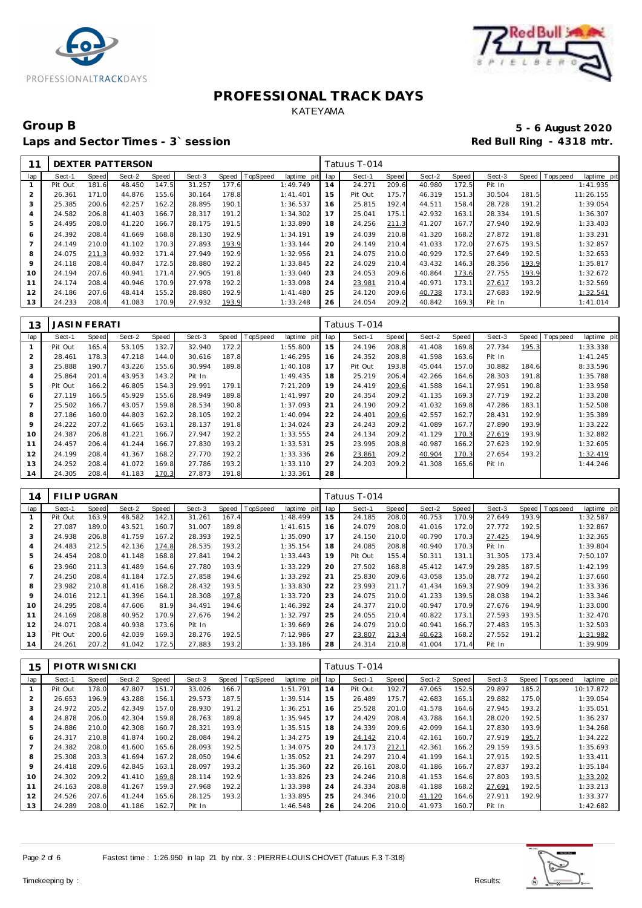# PROFESSIONAL TRACK DAYS

KATEYAMA

## Group B

**5 - 6 August 2020**

### Laps and Sector Times - 3` session

**Red Bull Ring - 4318 mtr.**

| 11 | DEXTER PATTERSON | | | | | | | | | Tatuus T-014 | | | | | | | | |
|---|---|---|---|---|---|---|---|---|---|---|---|---|---|---|---|---|---|---|
| lap | Sect-1 | Speed | Sect-2 | Speed | Sect-3 | Speed | TopSpeed | laptime pit | lap | Sect-1 | Speed | Sect-2 | Speed | Sect-3 | Speed | Topspeed | laptime pit |
| 1 | Pit Out | 181.6 | 48.450 | 147.5 | 31.257 | 177.6 | | 1:49.749 | 14 | 24.271 | 209.6 | 40.980 | 172.5 | Pit In | | | 1:41.935 |
| 2 | 26.361 | 171.0 | 44.876 | 155.6 | 30.164 | 178.8 | | 1:41.401 | 15 | Pit Out | 175.7 | 46.319 | 151.3 | 30.504 | 181.5 | | 11:26.155 |
| 3 | 25.385 | 200.6 | 42.257 | 162.2 | 28.895 | 190.1 | | 1:36.537 | 16 | 25.815 | 192.4 | 44.511 | 158.4 | 28.728 | 191.2 | | 1:39.054 |
| 4 | 24.582 | 206.8 | 41.403 | 166.7 | 28.317 | 191.2 | | 1:34.302 | 17 | 25.041 | 175.1 | 42.932 | 163.1 | 28.334 | 191.5 | | 1:36.307 |
| 5 | 24.495 | 208.0 | 41.220 | 166.7 | 28.175 | 191.5 | | 1:33.890 | 18 | 24.256 | 211.3 | 41.207 | 167.7 | 27.940 | 192.9 | | 1:33.403 |
| 6 | 24.392 | 208.4 | 41.669 | 168.8 | 28.130 | 192.9 | | 1:34.191 | 19 | 24.039 | 210.8 | 41.320 | 168.2 | 27.872 | 191.8 | | 1:33.231 |
| 7 | 24.149 | 210.0 | 41.102 | 170.3 | 27.893 | 193.9 | | 1:33.144 | 20 | 24.149 | 210.4 | 41.033 | 172.0 | 27.675 | 193.5 | | 1:32.857 |
| 8 | 24.075 | 211.3 | 40.932 | 171.4 | 27.949 | 192.9 | | 1:32.956 | 21 | 24.075 | 210.0 | 40.929 | 172.5 | 27.649 | 192.5 | | 1:32.653 |
| 9 | 24.118 | 208.4 | 40.847 | 172.5 | 28.880 | 192.2 | | 1:33.845 | 22 | 24.029 | 210.4 | 43.432 | 146.3 | 28.356 | 193.9 | | 1:35.817 |
| 10 | 24.194 | 207.6 | 40.941 | 171.4 | 27.905 | 191.8 | | 1:33.040 | 23 | 24.053 | 209.6 | 40.864 | 173.6 | 27.755 | 193.9 | | 1:32.672 |
| 11 | 24.174 | 208.4 | 40.946 | 170.9 | 27.978 | 192.2 | | 1:33.098 | 24 | 23.981 | 210.4 | 40.971 | 173.1 | 27.617 | 193.2 | | 1:32.569 |
| 12 | 24.186 | 207.6 | 48.414 | 155.2 | 28.880 | 192.9 | | 1:41.480 | 25 | 24.120 | 209.6 | 40.738 | 173.1 | 27.683 | 192.9 | | 1:32.541 |
| 13 | 24.233 | 208.4 | 41.083 | 170.9 | 27.932 | 193.9 | | 1:33.248 | 26 | 24.054 | 209.2 | 40.842 | 169.3 | Pit In | | | 1:41.014 |

| 13 | JASIN FERATI | | | | | | | | | Tatuus T-014 | | | | | | | | |
|---|---|---|---|---|---|---|---|---|---|---|---|---|---|---|---|---|---|---|
| lap | Sect-1 | Speed | Sect-2 | Speed | Sect-3 | Speed | TopSpeed | laptime pit | lap | Sect-1 | Speed | Sect-2 | Speed | Sect-3 | Speed | Topspeed | laptime pit |
| 1 | Pit Out | 165.4 | 53.105 | 132.7 | 32.940 | 172.2 | | 1:55.800 | 15 | 24.196 | 208.8 | 41.408 | 169.8 | 27.734 | 195.3 | | 1:33.338 |
| 2 | 28.461 | 178.3 | 47.218 | 144.0 | 30.616 | 187.8 | | 1:46.295 | 16 | 24.352 | 208.8 | 41.598 | 163.6 | Pit In | | | 1:41.245 |
| 3 | 25.888 | 190.7 | 43.226 | 155.6 | 30.994 | 189.8 | | 1:40.108 | 17 | Pit Out | 193.8 | 45.044 | 157.0 | 30.882 | 184.6 | | 8:33.596 |
| 4 | 25.864 | 201.4 | 43.953 | 143.2 | Pit In | | | 1:49.435 | 18 | 25.219 | 206.4 | 42.266 | 164.6 | 28.303 | 191.8 | | 1:35.788 |
| 5 | Pit Out | 166.2 | 46.805 | 154.3 | 29.991 | 179.1 | | 7:21.209 | 19 | 24.419 | 209.6 | 41.588 | 164.1 | 27.951 | 190.8 | | 1:33.958 |
| 6 | 27.119 | 166.5 | 45.929 | 155.6 | 28.949 | 189.8 | | 1:41.997 | 20 | 24.354 | 209.2 | 41.135 | 169.3 | 27.719 | 192.2 | | 1:33.208 |
| 7 | 25.502 | 166.7 | 43.057 | 159.8 | 28.534 | 190.8 | | 1:37.093 | 21 | 24.190 | 209.2 | 41.032 | 169.8 | 47.286 | 183.1 | | 1:52.508 |
| 8 | 27.186 | 160.0 | 44.803 | 162.2 | 28.105 | 192.2 | | 1:40.094 | 22 | 24.401 | 209.6 | 42.557 | 162.7 | 28.431 | 192.9 | | 1:35.389 |
| 9 | 24.222 | 207.2 | 41.665 | 163.1 | 28.137 | 191.8 | | 1:34.024 | 23 | 24.243 | 209.2 | 41.089 | 167.7 | 27.890 | 193.9 | | 1:33.222 |
| 10 | 24.387 | 206.8 | 41.221 | 166.7 | 27.947 | 192.2 | | 1:33.555 | 24 | 24.134 | 209.2 | 41.129 | 170.3 | 27.619 | 193.9 | | 1:32.882 |
| 11 | 24.457 | 206.4 | 41.244 | 166.7 | 27.830 | 193.2 | | 1:33.531 | 25 | 23.995 | 208.8 | 40.987 | 166.2 | 27.623 | 192.9 | | 1:32.605 |
| 12 | 24.199 | 208.4 | 41.367 | 168.2 | 27.770 | 192.2 | | 1:33.336 | 26 | 23.861 | 209.2 | 40.904 | 170.3 | 27.654 | 193.2 | | 1:32.419 |
| 13 | 24.252 | 208.4 | 41.072 | 169.8 | 27.786 | 193.2 | | 1:33.110 | 27 | 24.203 | 209.2 | 41.308 | 165.6 | Pit In | | | 1:44.246 |
| 14 | 24.305 | 208.4 | 41.183 | 170.3 | 27.873 | 191.8 | | 1:33.361 | 28 | | | | | | | | |

| 14 | FILIP UGRAN | | | | | | | | | Tatuus T-014 | | | | | | | | |
|---|---|---|---|---|---|---|---|---|---|---|---|---|---|---|---|---|---|---|
| lap | Sect-1 | Speed | Sect-2 | Speed | Sect-3 | Speed | TopSpeed | laptime pit | lap | Sect-1 | Speed | Sect-2 | Speed | Sect-3 | Speed | Topspeed | laptime pit |
| 1 | Pit Out | 163.9 | 48.582 | 142.1 | 31.261 | 167.4 | | 1:48.499 | 15 | 24.185 | 208.0 | 40.753 | 170.9 | 27.649 | 193.9 | | 1:32.587 |
| 2 | 27.087 | 189.0 | 43.521 | 160.7 | 31.007 | 189.8 | | 1:41.615 | 16 | 24.079 | 208.0 | 41.016 | 172.0 | 27.772 | 192.5 | | 1:32.867 |
| 3 | 24.938 | 206.8 | 41.759 | 167.2 | 28.393 | 192.5 | | 1:35.090 | 17 | 24.150 | 210.0 | 40.790 | 170.3 | 27.425 | 194.9 | | 1:32.365 |
| 4 | 24.483 | 212.5 | 42.136 | 174.8 | 28.535 | 193.2 | | 1:35.154 | 18 | 24.085 | 208.8 | 40.940 | 170.3 | Pit In | | | 1:39.804 |
| 5 | 24.454 | 208.0 | 41.148 | 168.8 | 27.841 | 194.2 | | 1:33.443 | 19 | Pit Out | 155.4 | 50.311 | 131.1 | 31.305 | 173.4 | | 7:50.107 |
| 6 | 23.960 | 211.3 | 41.489 | 164.6 | 27.780 | 193.9 | | 1:33.229 | 20 | 27.502 | 168.8 | 45.412 | 147.9 | 29.285 | 187.5 | | 1:42.199 |
| 7 | 24.250 | 208.4 | 41.184 | 172.5 | 27.858 | 194.6 | | 1:33.292 | 21 | 25.830 | 209.6 | 43.058 | 135.0 | 28.772 | 194.2 | | 1:37.660 |
| 8 | 23.982 | 210.8 | 41.416 | 168.2 | 28.432 | 193.5 | | 1:33.830 | 22 | 23.993 | 211.7 | 41.434 | 169.3 | 27.909 | 194.2 | | 1:33.336 |
| 9 | 24.016 | 212.1 | 41.396 | 164.1 | 28.308 | 197.8 | | 1:33.720 | 23 | 24.075 | 210.0 | 41.233 | 139.5 | 28.038 | 194.2 | | 1:33.346 |
| 10 | 24.295 | 208.4 | 47.606 | 81.9 | 34.491 | 194.6 | | 1:46.392 | 24 | 24.377 | 210.0 | 40.947 | 170.9 | 27.676 | 194.9 | | 1:33.000 |
| 11 | 24.169 | 208.8 | 40.952 | 170.9 | 27.676 | 194.2 | | 1:32.797 | 25 | 24.055 | 210.4 | 40.822 | 173.1 | 27.593 | 193.5 | | 1:32.470 |
| 12 | 24.071 | 208.4 | 40.938 | 173.6 | Pit In | | | 1:39.669 | 26 | 24.079 | 210.0 | 40.941 | 166.7 | 27.483 | 195.3 | | 1:32.503 |
| 13 | Pit Out | 200.6 | 42.039 | 169.3 | 28.276 | 192.5 | | 7:12.986 | 27 | 23.807 | 213.4 | 40.623 | 168.2 | 27.552 | 191.2 | | 1:31.982 |
| 14 | 24.261 | 207.2 | 41.042 | 172.5 | 27.883 | 193.2 | | 1:33.186 | 28 | 24.314 | 210.8 | 41.004 | 171.4 | Pit In | | | 1:39.909 |

| 15 | PIOTR WISNICKI | | | | | | | | | Tatuus T-014 | | | | | | | | |
|---|---|---|---|---|---|---|---|---|---|---|---|---|---|---|---|---|---|---|
| lap | Sect-1 | Speed | Sect-2 | Speed | Sect-3 | Speed | TopSpeed | laptime pit | lap | Sect-1 | Speed | Sect-2 | Speed | Sect-3 | Speed | Topspeed | laptime pit |
| 1 | Pit Out | 178.0 | 47.807 | 151.7 | 33.026 | 166.7 | | 1:51.791 | 14 | Pit Out | 192.7 | 47.065 | 152.5 | 29.897 | 185.2 | | 10:17.872 |
| 2 | 26.653 | 196.9 | 43.288 | 156.1 | 29.573 | 187.5 | | 1:39.514 | 15 | 26.489 | 175.7 | 42.683 | 165.1 | 29.882 | 175.0 | | 1:39.054 |
| 3 | 24.972 | 205.2 | 42.349 | 157.0 | 28.930 | 191.2 | | 1:36.251 | 16 | 25.528 | 201.0 | 41.578 | 164.6 | 27.945 | 193.2 | | 1:35.051 |
| 4 | 24.878 | 206.0 | 42.304 | 159.8 | 28.763 | 189.8 | | 1:35.945 | 17 | 24.429 | 208.4 | 43.788 | 164.1 | 28.020 | 192.5 | | 1:36.237 |
| 5 | 24.886 | 210.0 | 42.308 | 160.7 | 28.321 | 193.9 | | 1:35.515 | 18 | 24.339 | 209.6 | 42.099 | 164.1 | 27.830 | 193.9 | | 1:34.268 |
| 6 | 24.317 | 210.8 | 41.874 | 160.2 | 28.084 | 194.2 | | 1:34.275 | 19 | 24.142 | 210.4 | 42.161 | 160.7 | 27.919 | 195.7 | | 1:34.222 |
| 7 | 24.382 | 208.0 | 41.600 | 165.6 | 28.093 | 192.5 | | 1:34.075 | 20 | 24.173 | 212.1 | 42.361 | 166.2 | 29.159 | 193.5 | | 1:35.693 |
| 8 | 25.308 | 203.3 | 41.694 | 167.2 | 28.050 | 194.6 | | 1:35.052 | 21 | 24.297 | 210.4 | 41.199 | 164.1 | 27.915 | 192.5 | | 1:33.411 |
| 9 | 24.418 | 209.6 | 42.845 | 163.1 | 28.097 | 193.2 | | 1:35.360 | 22 | 26.161 | 208.0 | 41.186 | 166.7 | 27.837 | 193.2 | | 1:35.184 |
| 10 | 24.302 | 209.2 | 41.410 | 169.8 | 28.114 | 192.9 | | 1:33.826 | 23 | 24.246 | 210.8 | 41.153 | 164.6 | 27.803 | 193.5 | | 1:33.202 |
| 11 | 24.163 | 208.8 | 41.267 | 159.3 | 27.968 | 192.2 | | 1:33.398 | 24 | 24.334 | 208.8 | 41.188 | 168.2 | 27.691 | 192.5 | | 1:33.213 |
| 12 | 24.526 | 207.6 | 41.244 | 165.6 | 28.125 | 193.2 | | 1:33.895 | 25 | 24.346 | 210.0 | 41.120 | 164.6 | 27.911 | 192.9 | | 1:33.377 |
| 13 | 24.289 | 208.0 | 41.186 | 162.7 | Pit In | | | 1:46.548 | 26 | 24.206 | 210.0 | 41.973 | 160.7 | Pit In | | | 1:42.682 |

Fastest time : 1:26.950 in lap 21 by nbr. 3 : PIERRE-LOUIS CHOVET (Tatuus F.3 T-318)

Timekeeping by : Results: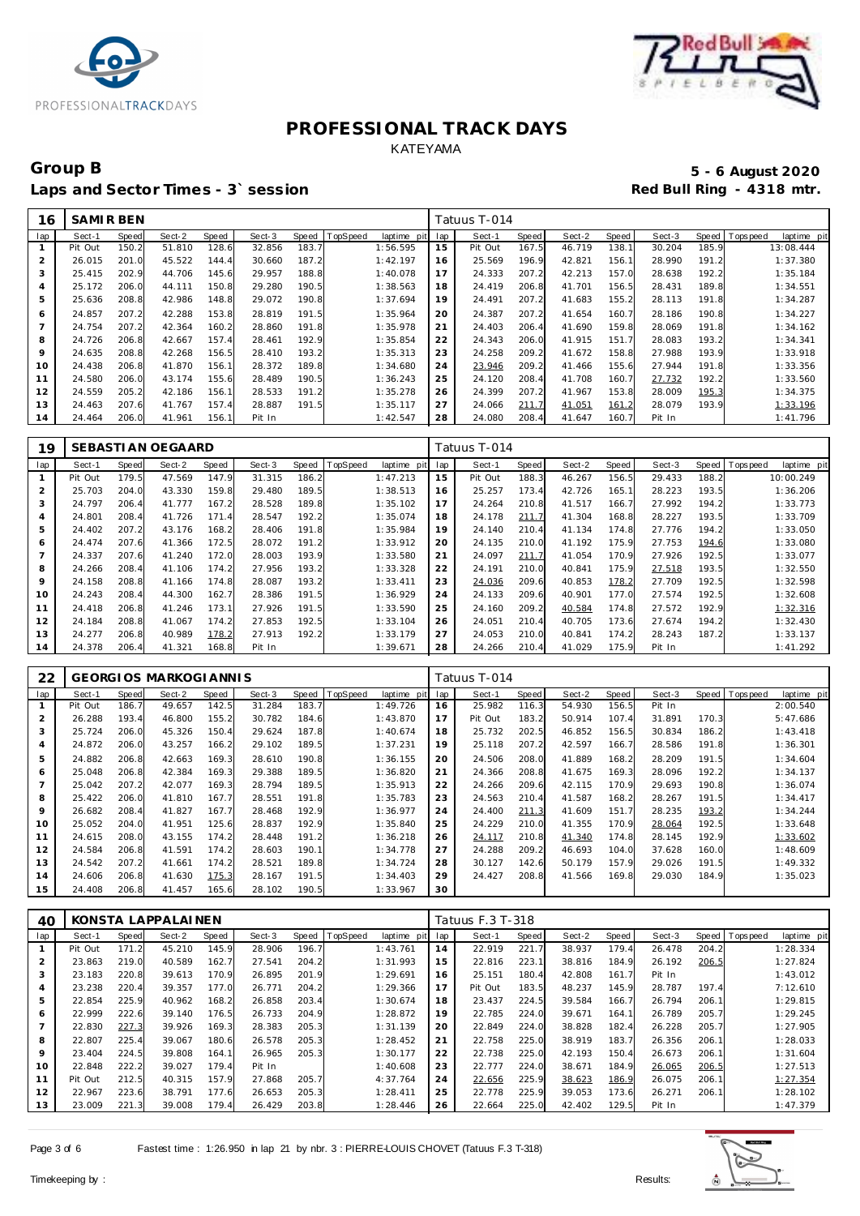# PROFESSIONAL TRACK DAYS

KATEYAMA

## Group B

**5 - 6 August 2020**

**Laps and Sector Times - 3` session**

**Red Bull Ring - 4318 mtr.**

| 16 | SAMIR BEN | | | | | | | | Tatuus T-014 | | | | | | | | |
|---|---|---|---|---|---|---|---|---|---|---|---|---|---|---|---|---|---|
| lap | Sect-1 | Speed | Sect-2 | Speed | Sect-3 | Speed | TopSpeed | laptime pit | lap | Sect-1 | Speed | Sect-2 | Speed | Sect-3 | Speed | Topspeed | laptime pit |
| 1 | Pit Out | 150.2 | 51.810 | 128.6 | 32.856 | 183.7 | | 1:56.595 | 15 | Pit Out | 167.5 | 46.719 | 138.1 | 30.204 | 185.9 | | 13:08.444 |
| 2 | 26.015 | 201.0 | 45.522 | 144.4 | 30.660 | 187.2 | | 1:42.197 | 16 | 25.569 | 196.9 | 42.821 | 156.1 | 28.990 | 191.2 | | 1:37.380 |
| 3 | 25.415 | 202.9 | 44.706 | 145.6 | 29.957 | 188.8 | | 1:40.078 | 17 | 24.333 | 207.2 | 42.213 | 157.0 | 28.638 | 192.2 | | 1:35.184 |
| 4 | 25.172 | 206.0 | 44.111 | 150.8 | 29.280 | 190.5 | | 1:38.563 | 18 | 24.419 | 206.8 | 41.701 | 156.5 | 28.431 | 189.8 | | 1:34.551 |
| 5 | 25.636 | 208.8 | 42.986 | 148.8 | 29.072 | 190.8 | | 1:37.694 | 19 | 24.491 | 207.2 | 41.683 | 155.2 | 28.113 | 191.8 | | 1:34.287 |
| 6 | 24.857 | 207.2 | 42.288 | 153.8 | 28.819 | 191.5 | | 1:35.964 | 20 | 24.387 | 207.2 | 41.654 | 160.7 | 28.186 | 190.8 | | 1:34.227 |
| 7 | 24.754 | 207.2 | 42.364 | 160.2 | 28.860 | 191.8 | | 1:35.978 | 21 | 24.403 | 206.4 | 41.690 | 159.8 | 28.069 | 191.8 | | 1:34.162 |
| 8 | 24.726 | 206.8 | 42.667 | 157.4 | 28.461 | 192.9 | | 1:35.854 | 22 | 24.343 | 206.0 | 41.915 | 151.7 | 28.083 | 193.2 | | 1:34.341 |
| 9 | 24.635 | 208.8 | 42.268 | 156.5 | 28.410 | 193.2 | | 1:35.313 | 23 | 24.258 | 209.2 | 41.672 | 158.8 | 27.988 | 193.9 | | 1:33.918 |
| 10 | 24.438 | 206.8 | 41.870 | 156.1 | 28.372 | 189.8 | | 1:34.680 | 24 | 23.946 | 209.2 | 41.466 | 155.6 | 27.944 | 191.8 | | 1:33.356 |
| 11 | 24.580 | 206.0 | 43.174 | 155.6 | 28.489 | 190.5 | | 1:36.243 | 25 | 24.120 | 208.4 | 41.708 | 160.7 | 27.732 | 192.2 | | 1:33.560 |
| 12 | 24.559 | 205.2 | 42.186 | 156.1 | 28.533 | 191.2 | | 1:35.278 | 26 | 24.399 | 207.2 | 41.967 | 153.8 | 28.009 | 195.3 | | 1:34.375 |
| 13 | 24.463 | 207.6 | 41.767 | 157.4 | 28.887 | 191.5 | | 1:35.117 | 27 | 24.066 | 211.7 | 41.051 | 161.2 | 28.079 | 193.9 | | 1:33.196 |
| 14 | 24.464 | 206.0 | 41.961 | 156.1 | Pit In | | | 1:42.547 | 28 | 24.080 | 208.4 | 41.647 | 160.7 | Pit In | | | 1:41.796 |

| 19 | SEBASTIAN OEGAARD | | | | | | | | Tatuus T-014 | | | | | | | | |
|---|---|---|---|---|---|---|---|---|---|---|---|---|---|---|---|---|---|
| lap | Sect-1 | Speed | Sect-2 | Speed | Sect-3 | Speed | TopSpeed | laptime pit | lap | Sect-1 | Speed | Sect-2 | Speed | Sect-3 | Speed | Topspeed | laptime pit |
| 1 | Pit Out | 179.5 | 47.569 | 147.9 | 31.315 | 186.2 | | 1:47.213 | 15 | Pit Out | 188.3 | 46.267 | 156.5 | 29.433 | 188.2 | | 10:00.249 |
| 2 | 25.703 | 204.0 | 43.330 | 159.8 | 29.480 | 189.5 | | 1:38.513 | 16 | 25.257 | 173.4 | 42.726 | 165.1 | 28.223 | 193.5 | | 1:36.206 |
| 3 | 24.797 | 206.4 | 41.777 | 167.2 | 28.528 | 189.8 | | 1:35.102 | 17 | 24.264 | 210.8 | 41.517 | 166.7 | 27.992 | 194.2 | | 1:33.773 |
| 4 | 24.801 | 208.4 | 41.726 | 171.4 | 28.547 | 192.2 | | 1:35.074 | 18 | 24.178 | 211.7 | 41.304 | 168.8 | 28.227 | 193.5 | | 1:33.709 |
| 5 | 24.402 | 207.2 | 43.176 | 168.2 | 28.406 | 191.8 | | 1:35.984 | 19 | 24.140 | 210.4 | 41.134 | 174.8 | 27.776 | 194.2 | | 1:33.050 |
| 6 | 24.474 | 207.6 | 41.366 | 172.5 | 28.072 | 191.2 | | 1:33.912 | 20 | 24.135 | 210.0 | 41.192 | 175.9 | 27.753 | 194.6 | | 1:33.080 |
| 7 | 24.337 | 207.6 | 41.240 | 172.0 | 28.003 | 193.9 | | 1:33.580 | 21 | 24.097 | 211.7 | 41.054 | 170.9 | 27.926 | 192.5 | | 1:33.077 |
| 8 | 24.266 | 208.4 | 41.106 | 174.2 | 27.956 | 193.2 | | 1:33.328 | 22 | 24.191 | 210.0 | 40.841 | 175.9 | 27.518 | 193.5 | | 1:32.550 |
| 9 | 24.158 | 208.8 | 41.166 | 174.8 | 28.087 | 193.2 | | 1:33.411 | 23 | 24.036 | 209.6 | 40.853 | 178.2 | 27.709 | 192.5 | | 1:32.598 |
| 10 | 24.243 | 208.4 | 44.300 | 162.7 | 28.386 | 191.5 | | 1:36.929 | 24 | 24.133 | 209.6 | 40.901 | 177.0 | 27.574 | 192.5 | | 1:32.608 |
| 11 | 24.418 | 206.8 | 41.246 | 173.1 | 27.926 | 191.5 | | 1:33.590 | 25 | 24.160 | 209.2 | 40.584 | 174.8 | 27.572 | 192.9 | | 1:32.316 |
| 12 | 24.184 | 208.8 | 41.067 | 174.2 | 27.853 | 192.5 | | 1:33.104 | 26 | 24.051 | 210.4 | 40.705 | 173.6 | 27.674 | 194.2 | | 1:32.430 |
| 13 | 24.277 | 206.8 | 40.989 | 178.2 | 27.913 | 192.2 | | 1:33.179 | 27 | 24.053 | 210.0 | 40.841 | 174.2 | 28.243 | 187.2 | | 1:33.137 |
| 14 | 24.378 | 206.4 | 41.321 | 168.8 | Pit In | | | 1:39.671 | 28 | 24.266 | 210.4 | 41.029 | 175.9 | Pit In | | | 1:41.292 |

| 22 | GEORGIOS MARKOGIANNIS | | | | | | | | Tatuus T-014 | | | | | | | | |
|---|---|---|---|---|---|---|---|---|---|---|---|---|---|---|---|---|---|
| lap | Sect-1 | Speed | Sect-2 | Speed | Sect-3 | Speed | TopSpeed | laptime pit | lap | Sect-1 | Speed | Sect-2 | Speed | Sect-3 | Speed | Topspeed | laptime pit |
| 1 | Pit Out | 186.7 | 49.657 | 142.5 | 31.284 | 183.7 | | 1:49.726 | 16 | 25.982 | 116.3 | 54.930 | 156.5 | Pit In | | | 2:00.540 |
| 2 | 26.288 | 193.4 | 46.800 | 155.2 | 30.782 | 184.6 | | 1:43.870 | 17 | Pit Out | 183.2 | 50.914 | 107.4 | 31.891 | 170.3 | | 5:47.686 |
| 3 | 25.724 | 206.0 | 45.326 | 150.4 | 29.624 | 187.8 | | 1:40.674 | 18 | 25.732 | 202.5 | 46.852 | 156.5 | 30.834 | 186.2 | | 1:43.418 |
| 4 | 24.872 | 206.0 | 43.257 | 166.2 | 29.102 | 189.5 | | 1:37.231 | 19 | 25.118 | 207.2 | 42.597 | 166.7 | 28.586 | 191.8 | | 1:36.301 |
| 5 | 24.882 | 206.8 | 42.663 | 169.3 | 28.610 | 190.8 | | 1:36.155 | 20 | 24.506 | 208.0 | 41.889 | 168.2 | 28.209 | 191.5 | | 1:34.604 |
| 6 | 25.048 | 206.8 | 42.384 | 169.3 | 29.388 | 189.5 | | 1:36.820 | 21 | 24.366 | 208.8 | 41.675 | 169.3 | 28.096 | 192.2 | | 1:34.137 |
| 7 | 25.042 | 207.2 | 42.077 | 169.3 | 28.794 | 189.5 | | 1:35.913 | 22 | 24.266 | 209.6 | 42.115 | 170.9 | 29.693 | 190.8 | | 1:36.074 |
| 8 | 25.422 | 206.0 | 41.810 | 167.7 | 28.551 | 191.8 | | 1:35.783 | 23 | 24.563 | 210.4 | 41.587 | 168.2 | 28.267 | 191.5 | | 1:34.417 |
| 9 | 26.682 | 208.4 | 41.827 | 167.7 | 28.468 | 192.9 | | 1:36.977 | 24 | 24.400 | 211.3 | 41.609 | 151.7 | 28.235 | 193.2 | | 1:34.244 |
| 10 | 25.052 | 204.0 | 41.951 | 125.6 | 28.837 | 192.9 | | 1:35.840 | 25 | 24.229 | 210.0 | 41.355 | 170.9 | 28.064 | 192.5 | | 1:33.648 |
| 11 | 24.615 | 208.0 | 43.155 | 174.2 | 28.448 | 191.2 | | 1:36.218 | 26 | 24.117 | 210.8 | 41.340 | 174.8 | 28.145 | 192.9 | | 1:33.602 |
| 12 | 24.584 | 206.8 | 41.591 | 174.2 | 28.603 | 190.1 | | 1:34.778 | 27 | 24.288 | 209.2 | 46.693 | 104.0 | 37.628 | 160.0 | | 1:48.609 |
| 13 | 24.542 | 207.2 | 41.661 | 174.2 | 28.521 | 189.8 | | 1:34.724 | 28 | 30.127 | 142.6 | 50.179 | 157.9 | 29.026 | 191.5 | | 1:49.332 |
| 14 | 24.606 | 206.8 | 41.630 | 175.3 | 28.167 | 191.5 | | 1:34.403 | 29 | 24.427 | 208.8 | 41.566 | 169.8 | 29.030 | 184.9 | | 1:35.023 |
| 15 | 24.408 | 206.8 | 41.457 | 165.6 | 28.102 | 190.5 | | 1:33.967 | 30 | | | | | | | | |

| 40 | KONSTA LAPPALAINEN | | | | | | | | Tatuus F.3 T-318 | | | | | | | | |
|---|---|---|---|---|---|---|---|---|---|---|---|---|---|---|---|---|---|
| lap | Sect-1 | Speed | Sect-2 | Speed | Sect-3 | Speed | TopSpeed | laptime pit | lap | Sect-1 | Speed | Sect-2 | Speed | Sect-3 | Speed | Topspeed | laptime pit |
| 1 | Pit Out | 171.2 | 45.210 | 145.9 | 28.906 | 196.7 | | 1:43.761 | 14 | 22.919 | 221.7 | 38.937 | 179.4 | 26.478 | 204.2 | | 1:28.334 |
| 2 | 23.863 | 219.0 | 40.589 | 162.7 | 27.541 | 204.2 | | 1:31.993 | 15 | 22.816 | 223.1 | 38.816 | 184.9 | 26.192 | 206.5 | | 1:27.824 |
| 3 | 23.183 | 220.8 | 39.613 | 170.9 | 26.895 | 201.9 | | 1:29.691 | 16 | 25.151 | 180.4 | 42.808 | 161.7 | Pit In | | | 1:43.012 |
| 4 | 23.238 | 220.4 | 39.357 | 177.0 | 26.771 | 204.2 | | 1:29.366 | 17 | Pit Out | 183.5 | 48.237 | 145.9 | 28.787 | 197.4 | | 7:12.610 |
| 5 | 22.854 | 225.9 | 40.962 | 168.2 | 26.858 | 203.4 | | 1:30.674 | 18 | 23.437 | 224.5 | 39.584 | 166.7 | 26.794 | 206.1 | | 1:29.815 |
| 6 | 22.999 | 222.6 | 39.140 | 176.5 | 26.733 | 204.9 | | 1:28.872 | 19 | 22.785 | 224.0 | 39.671 | 164.1 | 26.789 | 205.7 | | 1:29.245 |
| 7 | 22.830 | 227.3 | 39.926 | 169.3 | 28.383 | 205.3 | | 1:31.139 | 20 | 22.849 | 224.0 | 38.828 | 182.4 | 26.228 | 205.7 | | 1:27.905 |
| 8 | 22.807 | 225.4 | 39.067 | 180.6 | 26.578 | 205.3 | | 1:28.452 | 21 | 22.758 | 225.0 | 38.919 | 183.7 | 26.356 | 206.1 | | 1:28.033 |
| 9 | 23.404 | 224.5 | 39.808 | 164.1 | 26.965 | 205.3 | | 1:30.177 | 22 | 22.738 | 225.0 | 42.193 | 150.4 | 26.673 | 206.1 | | 1:31.604 |
| 10 | 22.848 | 222.2 | 39.027 | 179.4 | Pit In | | | 1:40.608 | 23 | 22.777 | 224.0 | 38.671 | 184.9 | 26.065 | 206.5 | | 1:27.513 |
| 11 | Pit Out | 212.5 | 40.315 | 157.9 | 27.868 | 205.7 | | 4:37.764 | 24 | 22.656 | 225.9 | 38.623 | 186.9 | 26.075 | 206.1 | | 1:27.354 |
| 12 | 22.967 | 223.6 | 38.791 | 177.6 | 26.653 | 205.3 | | 1:28.411 | 25 | 22.778 | 225.9 | 39.053 | 173.6 | 26.271 | 206.1 | | 1:28.102 |
| 13 | 23.009 | 221.3 | 39.008 | 179.4 | 26.429 | 203.8 | | 1:28.446 | 26 | 22.664 | 225.0 | 42.402 | 129.5 | Pit In | | | 1:47.379 |

Fastest time : 1:26.950 in lap 21 by nbr. 3 : PIERRE-LOUIS CHOVET (Tatuus F.3 T-318)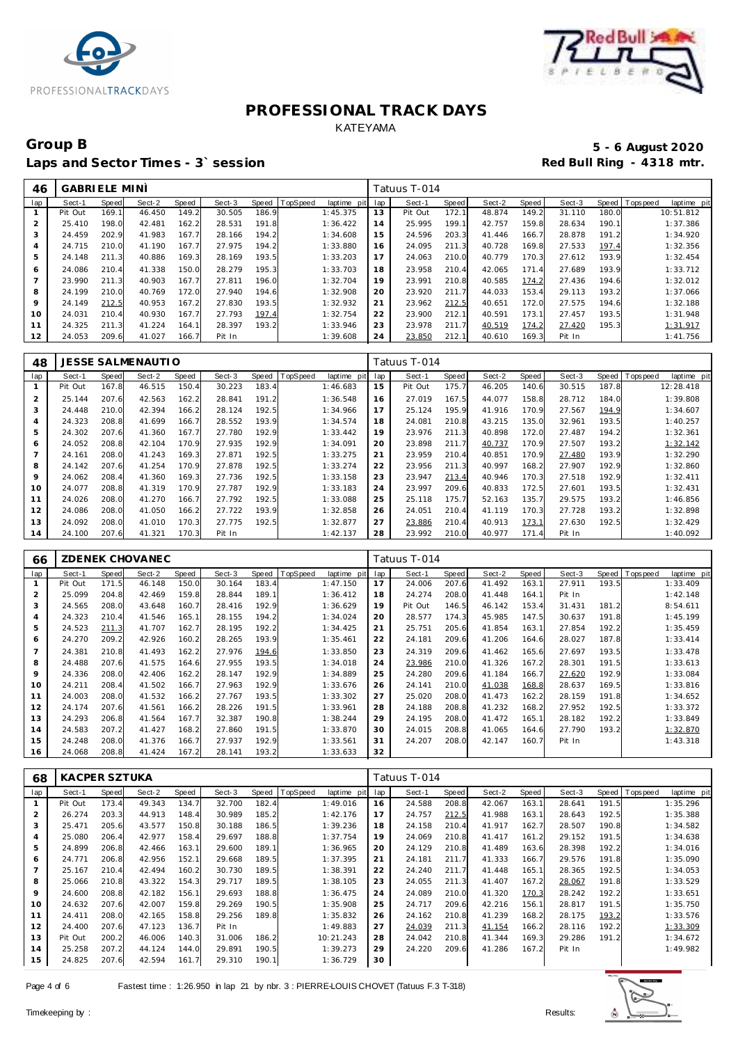# PROFESSIONAL TRACK DAYS

KATEYAMA

## Group B

**Laps and Sector Times - 3` session**

**5 - 6 August 2020**

**Red Bull Ring - 4318 mtr.**

| 46 | GABRIELE MINÌ | | | | | | | | Tatuus T-014 | | | | | | | | |
|---|---|---|---|---|---|---|---|---|---|---|---|---|---|---|---|---|---|
| lap | Sect-1 | Speed | Sect-2 | Speed | Sect-3 | Speed | TopSpeed | laptime pit | lap | Sect-1 | Speed | Sect-2 | Speed | Sect-3 | Speed | Topspeed | laptime pit |
| 1 | Pit Out | 169.1 | 46.450 | 149.2 | 30.505 | 186.9 | | 1:45.375 | 13 | Pit Out | 172.1 | 48.874 | 149.2 | 31.110 | 180.0 | | 10:51.812 |
| 2 | 25.410 | 198.0 | 42.481 | 162.2 | 28.531 | 191.8 | | 1:36.422 | 14 | 25.995 | 199.1 | 42.757 | 159.8 | 28.634 | 190.1 | | 1:37.386 |
| 3 | 24.459 | 202.9 | 41.983 | 167.7 | 28.166 | 194.2 | | 1:34.608 | 15 | 24.596 | 203.3 | 41.446 | 166.7 | 28.878 | 191.2 | | 1:34.920 |
| 4 | 24.715 | 210.0 | 41.190 | 167.7 | 27.975 | 194.2 | | 1:33.880 | 16 | 24.095 | 211.3 | 40.728 | 169.8 | 27.533 | 197.4 | | 1:32.356 |
| 5 | 24.148 | 211.3 | 40.886 | 169.3 | 28.169 | 193.5 | | 1:33.203 | 17 | 24.063 | 210.0 | 40.779 | 170.3 | 27.612 | 193.9 | | 1:32.454 |
| 6 | 24.086 | 210.4 | 41.338 | 150.0 | 28.279 | 195.3 | | 1:33.703 | 18 | 23.958 | 210.4 | 42.065 | 171.4 | 27.689 | 193.9 | | 1:33.712 |
| 7 | 23.990 | 211.3 | 40.903 | 167.7 | 27.811 | 196.0 | | 1:32.704 | 19 | 23.991 | 210.8 | 40.585 | 174.2 | 27.436 | 194.6 | | 1:32.012 |
| 8 | 24.199 | 210.0 | 40.769 | 172.0 | 27.940 | 194.6 | | 1:32.908 | 20 | 23.920 | 211.7 | 44.033 | 153.4 | 29.113 | 193.2 | | 1:37.066 |
| 9 | 24.149 | 212.5 | 40.953 | 167.2 | 27.830 | 193.5 | | 1:32.932 | 21 | 23.962 | 212.5 | 40.651 | 172.0 | 27.575 | 194.6 | | 1:32.188 |
| 10 | 24.031 | 210.4 | 40.930 | 167.7 | 27.793 | 197.4 | | 1:32.754 | 22 | 23.900 | 212.1 | 40.591 | 173.1 | 27.457 | 193.5 | | 1:31.948 |
| 11 | 24.325 | 211.3 | 41.224 | 164.1 | 28.397 | 193.2 | | 1:33.946 | 23 | 23.978 | 211.7 | 40.519 | 174.2 | 27.420 | 195.3 | | 1:31.917 |
| 12 | 24.053 | 209.6 | 41.027 | 166.7 | Pit In | | | 1:39.608 | 24 | 23.850 | 212.1 | 40.610 | 169.3 | Pit In | | | 1:41.756 |

| 48 | JESSE SALMENAUTIO | | | | | | | | Tatuus T-014 | | | | | | | | |
|---|---|---|---|---|---|---|---|---|---|---|---|---|---|---|---|---|---|
| lap | Sect-1 | Speed | Sect-2 | Speed | Sect-3 | Speed | TopSpeed | laptime pit | lap | Sect-1 | Speed | Sect-2 | Speed | Sect-3 | Speed | Topspeed | laptime pit |
| 1 | Pit Out | 167.8 | 46.515 | 150.4 | 30.223 | 183.4 | | 1:46.683 | 15 | Pit Out | 175.7 | 46.205 | 140.6 | 30.515 | 187.8 | | 12:28.418 |
| 2 | 25.144 | 207.6 | 42.563 | 162.2 | 28.841 | 191.2 | | 1:36.548 | 16 | 27.019 | 167.5 | 44.077 | 158.8 | 28.712 | 184.0 | | 1:39.808 |
| 3 | 24.448 | 210.0 | 42.394 | 166.2 | 28.124 | 192.5 | | 1:34.966 | 17 | 25.124 | 195.9 | 41.916 | 170.9 | 27.567 | 194.9 | | 1:34.607 |
| 4 | 24.323 | 208.8 | 41.699 | 166.7 | 28.552 | 193.9 | | 1:34.574 | 18 | 24.081 | 210.8 | 43.215 | 135.0 | 32.961 | 193.5 | | 1:40.257 |
| 5 | 24.302 | 207.6 | 41.360 | 166.7 | 27.780 | 192.9 | | 1:33.442 | 19 | 23.976 | 211.3 | 40.898 | 172.0 | 27.487 | 194.2 | | 1:32.361 |
| 6 | 24.052 | 208.8 | 42.104 | 170.9 | 27.935 | 192.9 | | 1:34.091 | 20 | 23.898 | 211.7 | 40.737 | 170.9 | 27.507 | 193.2 | | 1:32.142 |
| 7 | 24.161 | 208.0 | 41.243 | 169.3 | 27.871 | 192.5 | | 1:33.275 | 21 | 23.959 | 210.4 | 40.851 | 170.9 | 27.480 | 193.9 | | 1:32.290 |
| 8 | 24.142 | 207.6 | 41.254 | 170.9 | 27.878 | 192.5 | | 1:33.274 | 22 | 23.956 | 211.3 | 40.997 | 168.2 | 27.907 | 192.9 | | 1:32.860 |
| 9 | 24.062 | 208.4 | 41.360 | 169.3 | 27.736 | 192.5 | | 1:33.158 | 23 | 23.947 | 213.4 | 40.946 | 170.3 | 27.518 | 192.9 | | 1:32.411 |
| 10 | 24.077 | 208.8 | 41.319 | 170.9 | 27.787 | 192.9 | | 1:33.183 | 24 | 23.997 | 209.6 | 40.833 | 172.5 | 27.601 | 193.5 | | 1:32.431 |
| 11 | 24.026 | 208.0 | 41.270 | 166.7 | 27.792 | 192.5 | | 1:33.088 | 25 | 25.118 | 175.7 | 52.163 | 135.7 | 29.575 | 193.2 | | 1:46.856 |
| 12 | 24.086 | 208.0 | 41.050 | 166.2 | 27.722 | 193.9 | | 1:32.858 | 26 | 24.051 | 210.4 | 41.119 | 170.3 | 27.728 | 193.2 | | 1:32.898 |
| 13 | 24.092 | 208.0 | 41.010 | 170.3 | 27.775 | 192.5 | | 1:32.877 | 27 | 23.886 | 210.4 | 40.913 | 173.1 | 27.630 | 192.5 | | 1:32.429 |
| 14 | 24.100 | 207.6 | 41.321 | 170.3 | Pit In | | | 1:42.137 | 28 | 23.992 | 210.0 | 40.977 | 171.4 | Pit In | | | 1:40.092 |

| 66 | ZDENEK CHOVANEC | | | | | | | | Tatuus T-014 | | | | | | | | |
|---|---|---|---|---|---|---|---|---|---|---|---|---|---|---|---|---|---|
| lap | Sect-1 | Speed | Sect-2 | Speed | Sect-3 | Speed | TopSpeed | laptime pit | lap | Sect-1 | Speed | Sect-2 | Speed | Sect-3 | Speed | Topspeed | laptime pit |
| 1 | Pit Out | 171.5 | 46.148 | 150.0 | 30.164 | 183.4 | | 1:47.150 | 17 | 24.006 | 207.6 | 41.492 | 163.1 | 27.911 | 193.5 | | 1:33.409 |
| 2 | 25.099 | 204.8 | 42.469 | 159.8 | 28.844 | 189.1 | | 1:36.412 | 18 | 24.274 | 208.0 | 41.448 | 164.1 | Pit In | | | 1:42.148 |
| 3 | 24.565 | 208.0 | 43.648 | 160.7 | 28.416 | 192.9 | | 1:36.629 | 19 | Pit Out | 146.5 | 46.142 | 153.4 | 31.431 | 181.2 | | 8:54.611 |
| 4 | 24.323 | 210.4 | 41.546 | 165.1 | 28.155 | 194.2 | | 1:34.024 | 20 | 28.577 | 174.3 | 45.985 | 147.5 | 30.637 | 191.8 | | 1:45.199 |
| 5 | 24.523 | 211.3 | 41.707 | 162.7 | 28.195 | 192.2 | | 1:34.425 | 21 | 25.751 | 205.6 | 41.854 | 163.1 | 27.854 | 192.2 | | 1:35.459 |
| 6 | 24.270 | 209.2 | 42.926 | 160.2 | 28.265 | 193.9 | | 1:35.461 | 22 | 24.181 | 209.6 | 41.206 | 164.6 | 28.027 | 187.8 | | 1:33.414 |
| 7 | 24.381 | 210.8 | 41.493 | 162.2 | 27.976 | 194.6 | | 1:33.850 | 23 | 24.319 | 209.6 | 41.462 | 165.6 | 27.697 | 193.5 | | 1:33.478 |
| 8 | 24.488 | 207.6 | 41.575 | 164.6 | 27.955 | 193.5 | | 1:34.018 | 24 | 23.986 | 210.0 | 41.326 | 167.2 | 28.301 | 191.5 | | 1:33.613 |
| 9 | 24.336 | 208.0 | 42.406 | 162.2 | 28.147 | 192.9 | | 1:34.889 | 25 | 24.280 | 209.6 | 41.184 | 166.7 | 27.620 | 192.9 | | 1:33.084 |
| 10 | 24.211 | 208.4 | 41.502 | 166.7 | 27.963 | 192.9 | | 1:33.676 | 26 | 24.141 | 210.0 | 41.038 | 168.8 | 28.637 | 169.5 | | 1:33.816 |
| 11 | 24.003 | 208.0 | 41.532 | 166.2 | 27.767 | 193.5 | | 1:33.302 | 27 | 25.020 | 208.0 | 41.473 | 162.2 | 28.159 | 191.8 | | 1:34.652 |
| 12 | 24.174 | 207.6 | 41.561 | 166.2 | 28.226 | 191.5 | | 1:33.961 | 28 | 24.188 | 208.8 | 41.232 | 168.2 | 27.952 | 192.5 | | 1:33.372 |
| 13 | 24.293 | 206.8 | 41.564 | 167.7 | 32.387 | 190.8 | | 1:38.244 | 29 | 24.195 | 208.0 | 41.472 | 165.1 | 28.182 | 192.2 | | 1:33.849 |
| 14 | 24.583 | 207.2 | 41.427 | 168.2 | 27.860 | 191.5 | | 1:33.870 | 30 | 24.015 | 208.8 | 41.065 | 164.6 | 27.790 | 193.2 | | 1:32.870 |
| 15 | 24.248 | 208.0 | 41.376 | 166.7 | 27.937 | 192.9 | | 1:33.561 | 31 | 24.207 | 208.0 | 42.147 | 160.7 | Pit In | | | 1:43.318 |
| 16 | 24.068 | 208.8 | 41.424 | 167.2 | 28.141 | 193.2 | | 1:33.633 | 32 | | | | | | | | |

| 68 | KACPER SZTUKA | | | | | | | | Tatuus T-014 | | | | | | | | |
|---|---|---|---|---|---|---|---|---|---|---|---|---|---|---|---|---|---|
| lap | Sect-1 | Speed | Sect-2 | Speed | Sect-3 | Speed | TopSpeed | laptime pit | lap | Sect-1 | Speed | Sect-2 | Speed | Sect-3 | Speed | Topspeed | laptime pit |
| 1 | Pit Out | 173.4 | 49.343 | 134.7 | 32.700 | 182.4 | | 1:49.016 | 16 | 24.588 | 208.8 | 42.067 | 163.1 | 28.641 | 191.5 | | 1:35.296 |
| 2 | 26.274 | 203.3 | 44.913 | 148.4 | 30.989 | 185.2 | | 1:42.176 | 17 | 24.757 | 212.5 | 41.988 | 163.1 | 28.643 | 192.5 | | 1:35.388 |
| 3 | 25.471 | 205.6 | 43.577 | 150.8 | 30.188 | 186.5 | | 1:39.236 | 18 | 24.158 | 210.4 | 41.917 | 162.7 | 28.507 | 190.8 | | 1:34.582 |
| 4 | 25.080 | 206.4 | 42.977 | 158.4 | 29.697 | 188.8 | | 1:37.754 | 19 | 24.069 | 210.8 | 41.417 | 161.2 | 29.152 | 191.5 | | 1:34.638 |
| 5 | 24.899 | 206.8 | 42.466 | 163.1 | 29.600 | 189.1 | | 1:36.965 | 20 | 24.129 | 210.8 | 41.489 | 163.6 | 28.398 | 192.2 | | 1:34.016 |
| 6 | 24.771 | 206.8 | 42.956 | 152.1 | 29.668 | 189.5 | | 1:37.395 | 21 | 24.181 | 211.7 | 41.333 | 166.7 | 29.576 | 191.8 | | 1:35.090 |
| 7 | 25.167 | 210.4 | 42.494 | 160.2 | 30.730 | 189.5 | | 1:38.391 | 22 | 24.240 | 211.7 | 41.448 | 165.1 | 28.365 | 192.5 | | 1:34.053 |
| 8 | 25.066 | 210.8 | 43.322 | 154.3 | 29.717 | 189.5 | | 1:38.105 | 23 | 24.055 | 211.3 | 41.407 | 167.2 | 28.067 | 191.8 | | 1:33.529 |
| 9 | 24.600 | 208.8 | 42.182 | 156.1 | 29.693 | 188.8 | | 1:36.475 | 24 | 24.089 | 210.0 | 41.320 | 170.3 | 28.242 | 192.2 | | 1:33.651 |
| 10 | 24.632 | 207.6 | 42.007 | 159.8 | 29.269 | 190.5 | | 1:35.908 | 25 | 24.717 | 209.6 | 42.216 | 156.1 | 28.817 | 191.5 | | 1:35.750 |
| 11 | 24.411 | 208.0 | 42.165 | 158.8 | 29.256 | 189.8 | | 1:35.832 | 26 | 24.162 | 210.8 | 41.239 | 168.2 | 28.175 | 193.2 | | 1:33.576 |
| 12 | 24.400 | 207.6 | 47.123 | 136.7 | Pit In | | | 1:49.883 | 27 | 24.039 | 211.3 | 41.154 | 166.2 | 28.116 | 192.2 | | 1:33.309 |
| 13 | Pit Out | 200.2 | 46.006 | 140.3 | 31.006 | 186.2 | | 10:21.243 | 28 | 24.042 | 210.8 | 41.344 | 169.3 | 29.286 | 191.2 | | 1:34.672 |
| 14 | 25.258 | 207.2 | 44.124 | 144.0 | 29.891 | 190.5 | | 1:39.273 | 29 | 24.220 | 209.6 | 41.286 | 167.2 | Pit In | | | 1:49.982 |
| 15 | 24.825 | 207.6 | 42.594 | 161.7 | 29.310 | 190.1 | | 1:36.729 | 30 | | | | | | | | |

Fastest time : 1:26.950 in lap 21 by nbr. 3 : PIERRE-LOUIS CHOVET (Tatuus F.3 T-318)

Timekeeping by : Results: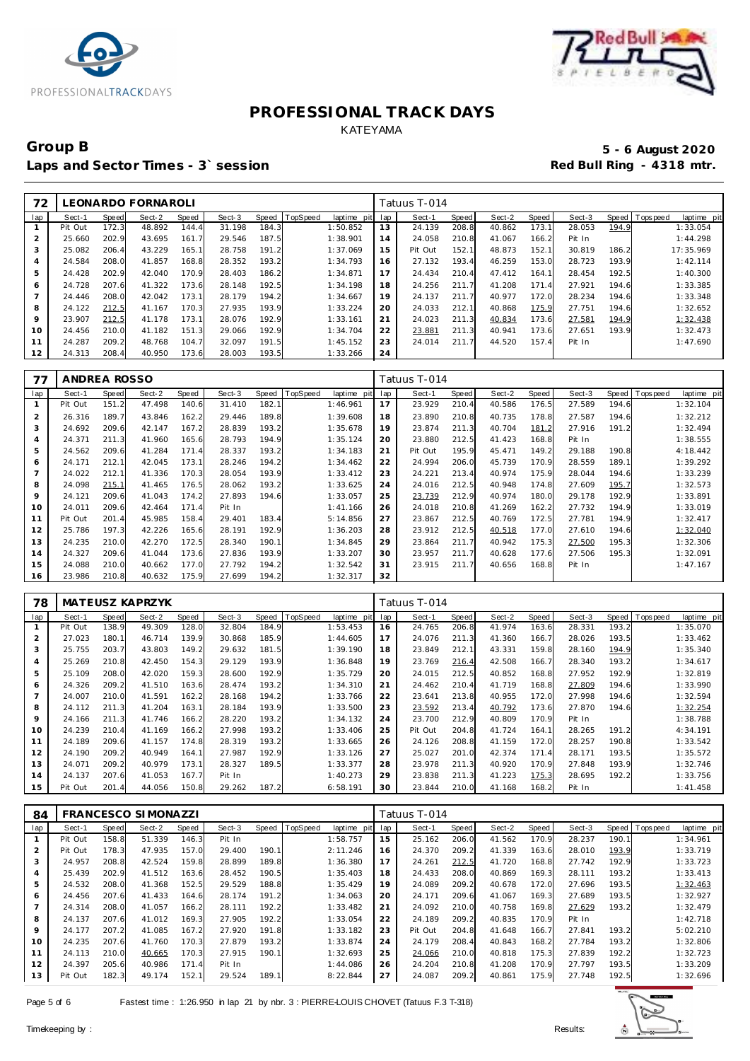# PROFESSIONAL TRACK DAYS

KATEYAMA

**Group B** **5 - 6 August 2020**

**Laps and Sector Times - 3` session** **Red Bull Ring - 4318 mtr.**

| 72 | LEONARDO FORNAROLI | | | | | | | | Tatuus T-014 | | | | | | | | | |
|---|---|---|---|---|---|---|---|---|---|---|---|---|---|---|---|---|---|---|
| lap | Sect-1 | Speed | Sect-2 | Speed | Sect-3 | Speed | TopSpeed | laptime pit | lap | Sect-1 | Speed | Sect-2 | Speed | Sect-3 | Speed | Topspeed | laptime pit |
| 1 | Pit Out | 172.3 | 48.892 | 144.4 | 31.198 | 184.3 | | 1:50.852 | 13 | 24.139 | 208.8 | 40.862 | 173.1 | 28.053 | 194.9 | | 1:33.054 |
| 2 | 25.660 | 202.9 | 43.695 | 161.7 | 29.546 | 187.5 | | 1:38.901 | 14 | 24.058 | 210.8 | 41.067 | 166.2 | Pit In | | | 1:44.298 |
| 3 | 25.082 | 206.4 | 43.229 | 165.1 | 28.758 | 191.2 | | 1:37.069 | 15 | Pit Out | 152.1 | 48.873 | 152.1 | 30.819 | 186.2 | | 17:35.969 |
| 4 | 24.584 | 208.0 | 41.857 | 168.8 | 28.352 | 193.2 | | 1:34.793 | 16 | 27.132 | 193.4 | 46.259 | 153.0 | 28.723 | 193.9 | | 1:42.114 |
| 5 | 24.428 | 202.9 | 42.040 | 170.9 | 28.403 | 186.2 | | 1:34.871 | 17 | 24.434 | 210.4 | 47.412 | 164.1 | 28.454 | 192.5 | | 1:40.300 |
| 6 | 24.728 | 207.6 | 41.322 | 173.6 | 28.148 | 192.5 | | 1:34.198 | 18 | 24.256 | 211.7 | 41.208 | 171.4 | 27.921 | 194.6 | | 1:33.385 |
| 7 | 24.446 | 208.0 | 42.042 | 173.1 | 28.179 | 194.2 | | 1:34.667 | 19 | 24.137 | 211.7 | 40.977 | 172.0 | 28.234 | 194.6 | | 1:33.348 |
| 8 | 24.122 | 212.5 | 41.167 | 170.3 | 27.935 | 193.9 | | 1:33.224 | 20 | 24.033 | 212.1 | 40.868 | 175.9 | 27.751 | 194.6 | | 1:32.652 |
| 9 | 23.907 | 212.5 | 41.178 | 173.1 | 28.076 | 192.9 | | 1:33.161 | 21 | 24.023 | 211.3 | 40.834 | 173.6 | 27.581 | 194.9 | | 1:32.438 |
| 10 | 24.456 | 210.0 | 41.182 | 151.3 | 29.066 | 192.9 | | 1:34.704 | 22 | 23.881 | 211.3 | 40.941 | 173.6 | 27.651 | 193.9 | | 1:32.473 |
| 11 | 24.287 | 209.2 | 48.768 | 104.7 | 32.097 | 191.5 | | 1:45.152 | 23 | 24.014 | 211.7 | 44.520 | 157.4 | Pit In | | | 1:47.690 |
| 12 | 24.313 | 208.4 | 40.950 | 173.6 | 28.003 | 193.5 | | 1:33.266 | 24 | | | | | | | | |

| 77 | ANDREA ROSSO | | | | | | | | Tatuus T-014 | | | | | | | | | |
|---|---|---|---|---|---|---|---|---|---|---|---|---|---|---|---|---|---|---|
| lap | Sect-1 | Speed | Sect-2 | Speed | Sect-3 | Speed | TopSpeed | laptime pit | lap | Sect-1 | Speed | Sect-2 | Speed | Sect-3 | Speed | Topspeed | laptime pit |
| 1 | Pit Out | 151.2 | 47.498 | 140.6 | 31.410 | 182.1 | | 1:46.961 | 17 | 23.929 | 210.4 | 40.586 | 176.5 | 27.589 | 194.6 | | 1:32.104 |
| 2 | 26.316 | 189.7 | 43.846 | 162.2 | 29.446 | 189.8 | | 1:39.608 | 18 | 23.890 | 210.8 | 40.735 | 178.8 | 27.587 | 194.6 | | 1:32.212 |
| 3 | 24.692 | 209.6 | 42.147 | 167.2 | 28.839 | 193.2 | | 1:35.678 | 19 | 23.874 | 211.3 | 40.704 | 181.2 | 27.916 | 191.2 | | 1:32.494 |
| 4 | 24.371 | 211.3 | 41.960 | 165.6 | 28.793 | 194.9 | | 1:35.124 | 20 | 23.880 | 212.5 | 41.423 | 168.8 | Pit In | | | 1:38.555 |
| 5 | 24.562 | 209.6 | 41.284 | 171.4 | 28.337 | 193.2 | | 1:34.183 | 21 | Pit Out | 195.9 | 45.471 | 149.2 | 29.188 | 190.8 | | 4:18.442 |
| 6 | 24.171 | 212.1 | 42.045 | 173.1 | 28.246 | 194.2 | | 1:34.462 | 22 | 24.994 | 206.0 | 45.739 | 170.9 | 28.559 | 189.1 | | 1:39.292 |
| 7 | 24.022 | 212.1 | 41.336 | 170.3 | 28.054 | 193.9 | | 1:33.412 | 23 | 24.221 | 213.4 | 40.974 | 175.9 | 28.044 | 194.6 | | 1:33.239 |
| 8 | 24.098 | 215.1 | 41.465 | 176.5 | 28.062 | 193.2 | | 1:33.625 | 24 | 24.016 | 212.5 | 40.948 | 174.8 | 27.609 | 195.7 | | 1:32.573 |
| 9 | 24.121 | 209.6 | 41.043 | 174.2 | 27.893 | 194.6 | | 1:33.057 | 25 | 23.739 | 212.9 | 40.974 | 180.0 | 29.178 | 192.9 | | 1:33.891 |
| 10 | 24.011 | 209.6 | 42.464 | 171.4 | Pit In | | | 1:41.166 | 26 | 24.018 | 210.8 | 41.269 | 162.2 | 27.732 | 194.9 | | 1:33.019 |
| 11 | Pit Out | 201.4 | 45.985 | 158.4 | 29.401 | 183.4 | | 5:14.856 | 27 | 23.867 | 212.5 | 40.769 | 172.5 | 27.781 | 194.9 | | 1:32.417 |
| 12 | 25.786 | 197.3 | 42.226 | 165.6 | 28.191 | 192.9 | | 1:36.203 | 28 | 23.912 | 212.5 | 40.518 | 177.0 | 27.610 | 194.6 | | 1:32.040 |
| 13 | 24.235 | 210.0 | 42.270 | 172.5 | 28.340 | 190.1 | | 1:34.845 | 29 | 23.864 | 211.7 | 40.942 | 175.3 | 27.500 | 195.3 | | 1:32.306 |
| 14 | 24.327 | 209.6 | 41.044 | 173.6 | 27.836 | 193.9 | | 1:33.207 | 30 | 23.957 | 211.7 | 40.628 | 177.6 | 27.506 | 195.3 | | 1:32.091 |
| 15 | 24.088 | 210.0 | 40.662 | 177.0 | 27.792 | 194.2 | | 1:32.542 | 31 | 23.915 | 211.7 | 40.656 | 168.8 | Pit In | | | 1:47.167 |
| 16 | 23.986 | 210.8 | 40.632 | 175.9 | 27.699 | 194.2 | | 1:32.317 | 32 | | | | | | | | |

| 78 | MATEUSZ KAPRZYK | | | | | | | | Tatuus T-014 | | | | | | | | | |
|---|---|---|---|---|---|---|---|---|---|---|---|---|---|---|---|---|---|---|
| lap | Sect-1 | Speed | Sect-2 | Speed | Sect-3 | Speed | TopSpeed | laptime pit | lap | Sect-1 | Speed | Sect-2 | Speed | Sect-3 | Speed | Topspeed | laptime pit |
| 1 | Pit Out | 138.9 | 49.309 | 128.0 | 32.804 | 184.9 | | 1:53.453 | 16 | 24.765 | 206.8 | 41.974 | 163.6 | 28.331 | 193.2 | | 1:35.070 |
| 2 | 27.023 | 180.1 | 46.714 | 139.9 | 30.868 | 185.9 | | 1:44.605 | 17 | 24.076 | 211.3 | 41.360 | 166.7 | 28.026 | 193.5 | | 1:33.462 |
| 3 | 25.755 | 203.7 | 43.803 | 149.2 | 29.632 | 181.5 | | 1:39.190 | 18 | 23.849 | 212.1 | 43.331 | 159.8 | 28.160 | 194.9 | | 1:35.340 |
| 4 | 25.269 | 210.8 | 42.450 | 154.3 | 29.129 | 193.9 | | 1:36.848 | 19 | 23.769 | 216.4 | 42.508 | 166.7 | 28.340 | 193.2 | | 1:34.617 |
| 5 | 25.109 | 208.0 | 42.020 | 159.3 | 28.600 | 192.9 | | 1:35.729 | 20 | 24.015 | 212.5 | 40.852 | 168.8 | 27.952 | 192.9 | | 1:32.819 |
| 6 | 24.326 | 209.2 | 41.510 | 163.6 | 28.474 | 193.2 | | 1:34.310 | 21 | 24.462 | 210.4 | 41.719 | 168.8 | 27.809 | 194.6 | | 1:33.990 |
| 7 | 24.007 | 210.0 | 41.591 | 162.2 | 28.168 | 194.2 | | 1:33.766 | 22 | 23.641 | 213.8 | 40.955 | 172.0 | 27.998 | 194.6 | | 1:32.594 |
| 8 | 24.112 | 211.3 | 41.204 | 163.1 | 28.184 | 193.9 | | 1:33.500 | 23 | 23.592 | 213.4 | 40.792 | 173.6 | 27.870 | 194.6 | | 1:32.254 |
| 9 | 24.166 | 211.3 | 41.746 | 166.2 | 28.220 | 193.2 | | 1:34.132 | 24 | 23.700 | 212.9 | 40.809 | 170.9 | Pit In | | | 1:38.788 |
| 10 | 24.239 | 210.4 | 41.169 | 166.2 | 27.998 | 193.2 | | 1:33.406 | 25 | Pit Out | 204.8 | 41.724 | 164.1 | 28.265 | 191.2 | | 4:34.191 |
| 11 | 24.189 | 209.6 | 41.157 | 174.8 | 28.319 | 193.2 | | 1:33.665 | 26 | 24.126 | 208.8 | 41.159 | 172.0 | 28.257 | 190.8 | | 1:33.542 |
| 12 | 24.190 | 209.2 | 40.949 | 164.1 | 27.987 | 192.9 | | 1:33.126 | 27 | 25.027 | 201.0 | 42.374 | 171.4 | 28.171 | 193.5 | | 1:35.572 |
| 13 | 24.071 | 209.2 | 40.979 | 173.1 | 28.327 | 189.5 | | 1:33.377 | 28 | 23.978 | 211.3 | 40.920 | 170.9 | 27.848 | 193.9 | | 1:32.746 |
| 14 | 24.137 | 207.6 | 41.053 | 167.7 | Pit In | | | 1:40.273 | 29 | 23.838 | 211.3 | 41.223 | 175.3 | 28.695 | 192.2 | | 1:33.756 |
| 15 | Pit Out | 201.4 | 44.056 | 150.8 | 29.262 | 187.2 | | 6:58.191 | 30 | 23.844 | 210.0 | 41.168 | 168.2 | Pit In | | | 1:41.458 |

| 84 | FRANCESCO SIMONAZZI | | | | | | | | Tatuus T-014 | | | | | | | | | |
|---|---|---|---|---|---|---|---|---|---|---|---|---|---|---|---|---|---|---|
| lap | Sect-1 | Speed | Sect-2 | Speed | Sect-3 | Speed | TopSpeed | laptime pit | lap | Sect-1 | Speed | Sect-2 | Speed | Sect-3 | Speed | Topspeed | laptime pit |
| 1 | Pit Out | 158.8 | 51.339 | 146.3 | Pit In | | | 1:58.757 | 15 | 25.162 | 206.0 | 41.562 | 170.9 | 28.237 | 190.1 | | 1:34.961 |
| 2 | Pit Out | 178.3 | 47.935 | 157.0 | 29.400 | 190.1 | | 2:11.246 | 16 | 24.370 | 209.2 | 41.339 | 163.6 | 28.010 | 193.9 | | 1:33.719 |
| 3 | 24.957 | 208.8 | 42.524 | 159.8 | 28.899 | 189.8 | | 1:36.380 | 17 | 24.261 | 212.5 | 41.720 | 168.8 | 27.742 | 192.9 | | 1:33.723 |
| 4 | 25.439 | 202.9 | 41.512 | 163.6 | 28.452 | 190.5 | | 1:35.403 | 18 | 24.433 | 208.0 | 40.869 | 169.3 | 28.111 | 193.2 | | 1:33.413 |
| 5 | 24.532 | 208.0 | 41.368 | 152.5 | 29.529 | 188.8 | | 1:35.429 | 19 | 24.089 | 209.2 | 40.678 | 172.0 | 27.696 | 193.5 | | 1:32.463 |
| 6 | 24.456 | 207.6 | 41.433 | 164.6 | 28.174 | 191.2 | | 1:34.063 | 20 | 24.171 | 209.6 | 41.067 | 169.3 | 27.689 | 193.5 | | 1:32.927 |
| 7 | 24.314 | 208.0 | 41.057 | 166.2 | 28.111 | 192.2 | | 1:33.482 | 21 | 24.092 | 210.0 | 40.758 | 169.8 | 27.629 | 193.2 | | 1:32.479 |
| 8 | 24.137 | 207.6 | 41.012 | 169.3 | 27.905 | 192.2 | | 1:33.054 | 22 | 24.189 | 209.2 | 40.835 | 170.9 | Pit In | | | 1:42.718 |
| 9 | 24.177 | 207.2 | 41.085 | 167.2 | 27.920 | 191.8 | | 1:33.182 | 23 | Pit Out | 204.8 | 41.648 | 166.7 | 27.841 | 193.2 | | 5:02.210 |
| 10 | 24.235 | 207.6 | 41.760 | 170.3 | 27.879 | 193.2 | | 1:33.874 | 24 | 24.179 | 208.4 | 40.843 | 168.2 | 27.784 | 193.2 | | 1:32.806 |
| 11 | 24.113 | 210.0 | 40.665 | 170.3 | 27.915 | 190.1 | | 1:32.693 | 25 | 24.066 | 210.0 | 40.818 | 175.3 | 27.839 | 192.2 | | 1:32.723 |
| 12 | 24.397 | 205.6 | 40.986 | 171.4 | Pit In | | | 1:44.086 | 26 | 24.204 | 210.8 | 41.208 | 170.9 | 27.797 | 193.5 | | 1:33.209 |
| 13 | Pit Out | 182.3 | 49.174 | 152.1 | 29.524 | 189.1 | | 8:22.844 | 27 | 24.087 | 209.2 | 40.861 | 175.9 | 27.748 | 192.5 | | 1:32.696 |

Fastest time : 1:26.950 in lap 21 by nbr. 3 : PIERRE-LOUIS CHOVET (Tatuus F.3 T-318)

Timekeeping by : Results: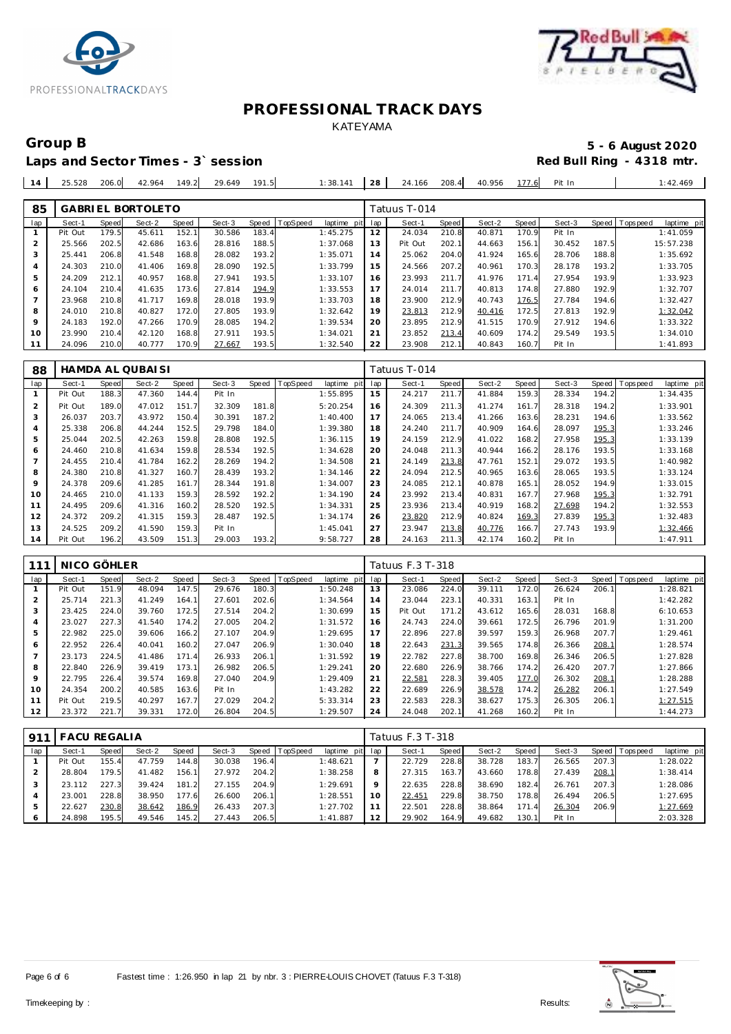# PROFESSIONAL TRACK DAYS

KATEYAMA

**Group B** — **5 - 6 August 2020**

**Laps and Sector Times - 3` session** — **Red Bull Ring - 4318 mtr.**

| lap | Sect-1 | Speed | Sect-2 | Speed | Sect-3 | Speed | TopSpeed | laptime pit | lap | Sect-1 | Speed | Sect-2 | Speed | Sect-3 | Speed | Topspeed | laptime pit |
|---|---|---|---|---|---|---|---|---|---|---|---|---|---|---|---|---|---|
| 14 | 25.528 | 206.0 | 42.964 | 149.2 | 29.649 | 191.5 | | 1:38.141 | 28 | 24.166 | 208.4 | 40.956 | 177.6 | Pit In | | | 1:42.469 |

**85 GABRIEL BORTOLETO** — Tatuus T-014

| lap | Sect-1 | Speed | Sect-2 | Speed | Sect-3 | Speed | TopSpeed | laptime pit | lap | Sect-1 | Speed | Sect-2 | Speed | Sect-3 | Speed | Topspeed | laptime pit |
|---|---|---|---|---|---|---|---|---|---|---|---|---|---|---|---|---|---|
| 1 | Pit Out | 179.5 | 45.611 | 152.1 | 30.586 | 183.4 | | 1:45.275 | 12 | 24.034 | 210.8 | 40.871 | 170.9 | Pit In | | | 1:41.059 |
| 2 | 25.566 | 202.5 | 42.686 | 163.6 | 28.816 | 188.5 | | 1:37.068 | 13 | Pit Out | 202.1 | 44.663 | 156.1 | 30.452 | 187.5 | | 15:57.238 |
| 3 | 25.441 | 206.8 | 41.548 | 168.8 | 28.082 | 193.2 | | 1:35.071 | 14 | 25.062 | 204.0 | 41.924 | 165.6 | 28.706 | 188.8 | | 1:35.692 |
| 4 | 24.303 | 210.0 | 41.406 | 169.8 | 28.090 | 192.5 | | 1:33.799 | 15 | 24.566 | 207.2 | 40.961 | 170.3 | 28.178 | 193.2 | | 1:33.705 |
| 5 | 24.209 | 212.1 | 40.957 | 168.8 | 27.941 | 193.5 | | 1:33.107 | 16 | 23.993 | 211.7 | 41.976 | 171.4 | 27.954 | 193.9 | | 1:33.923 |
| 6 | 24.104 | 210.4 | 41.635 | 173.6 | 27.814 | 194.9 | | 1:33.553 | 17 | 24.014 | 211.7 | 40.813 | 174.8 | 27.880 | 192.9 | | 1:32.707 |
| 7 | 23.968 | 210.8 | 41.717 | 169.8 | 28.018 | 193.9 | | 1:33.703 | 18 | 23.900 | 212.9 | 40.743 | 176.5 | 27.784 | 194.6 | | 1:32.427 |
| 8 | 24.010 | 210.8 | 40.827 | 172.0 | 27.805 | 193.9 | | 1:32.642 | 19 | 23.813 | 212.9 | 40.416 | 172.5 | 27.813 | 192.9 | | 1:32.042 |
| 9 | 24.183 | 192.0 | 47.266 | 170.9 | 28.085 | 194.2 | | 1:39.534 | 20 | 23.895 | 212.9 | 41.515 | 170.9 | 27.912 | 194.6 | | 1:33.322 |
| 10 | 23.990 | 210.4 | 42.120 | 168.8 | 27.911 | 193.5 | | 1:34.021 | 21 | 23.852 | 213.4 | 40.609 | 174.2 | 29.549 | 193.5 | | 1:34.010 |
| 11 | 24.096 | 210.0 | 40.777 | 170.9 | 27.667 | 193.5 | | 1:32.540 | 22 | 23.908 | 212.1 | 40.843 | 160.7 | Pit In | | | 1:41.893 |

**88 HAMDA AL QUBAISI** — Tatuus T-014

| lap | Sect-1 | Speed | Sect-2 | Speed | Sect-3 | Speed | TopSpeed | laptime pit | lap | Sect-1 | Speed | Sect-2 | Speed | Sect-3 | Speed | Topspeed | laptime pit |
|---|---|---|---|---|---|---|---|---|---|---|---|---|---|---|---|---|---|
| 1 | Pit Out | 188.3 | 47.360 | 144.4 | Pit In | | | 1:55.895 | 15 | 24.217 | 211.7 | 41.884 | 159.3 | 28.334 | 194.2 | | 1:34.435 |
| 2 | Pit Out | 189.0 | 47.012 | 151.7 | 32.309 | 181.8 | | 5:20.254 | 16 | 24.309 | 211.3 | 41.274 | 161.7 | 28.318 | 194.2 | | 1:33.901 |
| 3 | 26.037 | 203.7 | 43.972 | 150.4 | 30.391 | 187.2 | | 1:40.400 | 17 | 24.065 | 213.4 | 41.266 | 163.6 | 28.231 | 194.6 | | 1:33.562 |
| 4 | 25.338 | 206.8 | 44.244 | 152.5 | 29.798 | 184.0 | | 1:39.380 | 18 | 24.240 | 211.7 | 40.909 | 164.6 | 28.097 | 195.3 | | 1:33.246 |
| 5 | 25.044 | 202.5 | 42.263 | 159.8 | 28.808 | 192.5 | | 1:36.115 | 19 | 24.159 | 212.9 | 41.022 | 168.2 | 27.958 | 195.3 | | 1:33.139 |
| 6 | 24.460 | 210.8 | 41.634 | 159.8 | 28.534 | 192.5 | | 1:34.628 | 20 | 24.048 | 211.3 | 40.944 | 166.2 | 28.176 | 193.5 | | 1:33.168 |
| 7 | 24.455 | 210.4 | 41.784 | 162.2 | 28.269 | 194.2 | | 1:34.508 | 21 | 24.149 | 213.8 | 47.761 | 152.1 | 29.072 | 193.5 | | 1:40.982 |
| 8 | 24.380 | 210.8 | 41.327 | 160.7 | 28.439 | 193.2 | | 1:34.146 | 22 | 24.094 | 212.5 | 40.965 | 163.6 | 28.065 | 193.5 | | 1:33.124 |
| 9 | 24.378 | 209.6 | 41.285 | 161.7 | 28.344 | 191.8 | | 1:34.007 | 23 | 24.085 | 212.1 | 40.878 | 165.1 | 28.052 | 194.9 | | 1:33.015 |
| 10 | 24.465 | 210.0 | 41.133 | 159.3 | 28.592 | 192.2 | | 1:34.190 | 24 | 23.992 | 213.4 | 40.831 | 167.7 | 27.968 | 195.3 | | 1:32.791 |
| 11 | 24.495 | 209.6 | 41.316 | 160.2 | 28.520 | 192.5 | | 1:34.331 | 25 | 23.936 | 213.4 | 40.919 | 168.2 | 27.698 | 194.2 | | 1:32.553 |
| 12 | 24.372 | 209.2 | 41.315 | 159.3 | 28.487 | 192.5 | | 1:34.174 | 26 | 23.820 | 212.9 | 40.824 | 169.3 | 27.839 | 195.3 | | 1:32.483 |
| 13 | 24.525 | 209.2 | 41.590 | 159.3 | Pit In | | | 1:45.041 | 27 | 23.947 | 213.8 | 40.776 | 166.7 | 27.743 | 193.9 | | 1:32.466 |
| 14 | Pit Out | 196.2 | 43.509 | 151.3 | 29.003 | 193.2 | | 9:58.727 | 28 | 24.163 | 211.3 | 42.174 | 160.2 | Pit In | | | 1:47.911 |

**111 NICO GÖHLER** — Tatuus F.3 T-318

| lap | Sect-1 | Speed | Sect-2 | Speed | Sect-3 | Speed | TopSpeed | laptime pit | lap | Sect-1 | Speed | Sect-2 | Speed | Sect-3 | Speed | Topspeed | laptime pit |
|---|---|---|---|---|---|---|---|---|---|---|---|---|---|---|---|---|---|
| 1 | Pit Out | 151.9 | 48.094 | 147.5 | 29.676 | 180.3 | | 1:50.248 | 13 | 23.086 | 224.0 | 39.111 | 172.0 | 26.624 | 206.1 | | 1:28.821 |
| 2 | 25.714 | 221.3 | 41.249 | 164.1 | 27.601 | 202.6 | | 1:34.564 | 14 | 23.044 | 223.1 | 40.331 | 163.1 | Pit In | | | 1:42.282 |
| 3 | 23.425 | 224.0 | 39.760 | 172.5 | 27.514 | 204.2 | | 1:30.699 | 15 | Pit Out | 171.2 | 43.612 | 165.6 | 28.031 | 168.8 | | 6:10.653 |
| 4 | 23.027 | 227.3 | 41.540 | 174.2 | 27.005 | 204.2 | | 1:31.572 | 16 | 24.743 | 224.0 | 39.661 | 172.5 | 26.796 | 201.9 | | 1:31.200 |
| 5 | 22.982 | 225.0 | 39.606 | 166.2 | 27.107 | 204.9 | | 1:29.695 | 17 | 22.896 | 227.8 | 39.597 | 159.3 | 26.968 | 207.7 | | 1:29.461 |
| 6 | 22.952 | 226.4 | 40.041 | 160.2 | 27.047 | 206.9 | | 1:30.040 | 18 | 22.643 | 231.3 | 39.565 | 174.8 | 26.366 | 208.1 | | 1:28.574 |
| 7 | 23.173 | 224.5 | 41.486 | 171.4 | 26.933 | 206.1 | | 1:31.592 | 19 | 22.782 | 227.8 | 38.700 | 169.8 | 26.346 | 206.5 | | 1:27.828 |
| 8 | 22.840 | 226.9 | 39.419 | 173.1 | 26.982 | 206.5 | | 1:29.241 | 20 | 22.680 | 226.9 | 38.766 | 174.2 | 26.420 | 207.7 | | 1:27.866 |
| 9 | 22.795 | 226.4 | 39.574 | 169.8 | 27.040 | 204.9 | | 1:29.409 | 21 | 22.581 | 228.3 | 39.405 | 177.0 | 26.302 | 208.1 | | 1:28.288 |
| 10 | 24.354 | 200.2 | 40.585 | 163.6 | Pit In | | | 1:43.282 | 22 | 22.689 | 226.9 | 38.578 | 174.2 | 26.282 | 206.1 | | 1:27.549 |
| 11 | Pit Out | 219.5 | 40.297 | 167.7 | 27.029 | 204.2 | | 5:33.314 | 23 | 22.583 | 228.3 | 38.627 | 175.3 | 26.305 | 206.1 | | 1:27.515 |
| 12 | 23.372 | 221.7 | 39.331 | 172.0 | 26.804 | 204.5 | | 1:29.507 | 24 | 24.048 | 202.1 | 41.268 | 160.2 | Pit In | | | 1:44.273 |

**911 FACU REGALIA** — Tatuus F.3 T-318

| lap | Sect-1 | Speed | Sect-2 | Speed | Sect-3 | Speed | TopSpeed | laptime pit | lap | Sect-1 | Speed | Sect-2 | Speed | Sect-3 | Speed | Topspeed | laptime pit |
|---|---|---|---|---|---|---|---|---|---|---|---|---|---|---|---|---|---|
| 1 | Pit Out | 155.4 | 47.759 | 144.8 | 30.038 | 196.4 | | 1:48.621 | 7 | 22.729 | 228.8 | 38.728 | 183.7 | 26.565 | 207.3 | | 1:28.022 |
| 2 | 28.804 | 179.5 | 41.482 | 156.1 | 27.972 | 204.2 | | 1:38.258 | 8 | 27.315 | 163.7 | 43.660 | 178.8 | 27.439 | 208.1 | | 1:38.414 |
| 3 | 23.112 | 227.3 | 39.424 | 181.2 | 27.155 | 204.9 | | 1:29.691 | 9 | 22.635 | 228.8 | 38.690 | 182.4 | 26.761 | 207.3 | | 1:28.086 |
| 4 | 23.001 | 228.8 | 38.950 | 177.6 | 26.600 | 206.1 | | 1:28.551 | 10 | 22.451 | 229.8 | 38.750 | 178.8 | 26.494 | 206.5 | | 1:27.695 |
| 5 | 22.627 | 230.8 | 38.642 | 186.9 | 26.433 | 207.3 | | 1:27.702 | 11 | 22.501 | 228.8 | 38.864 | 171.4 | 26.304 | 206.9 | | 1:27.669 |
| 6 | 24.898 | 195.5 | 49.546 | 145.2 | 27.443 | 206.5 | | 1:41.887 | 12 | 29.902 | 164.9 | 49.682 | 130.1 | Pit In | | | 2:03.328 |

Fastest time : 1:26.950 in lap 21 by nbr. 3 : PIERRE-LOUIS CHOVET (Tatuus F.3 T-318)

Timekeeping by : Results: